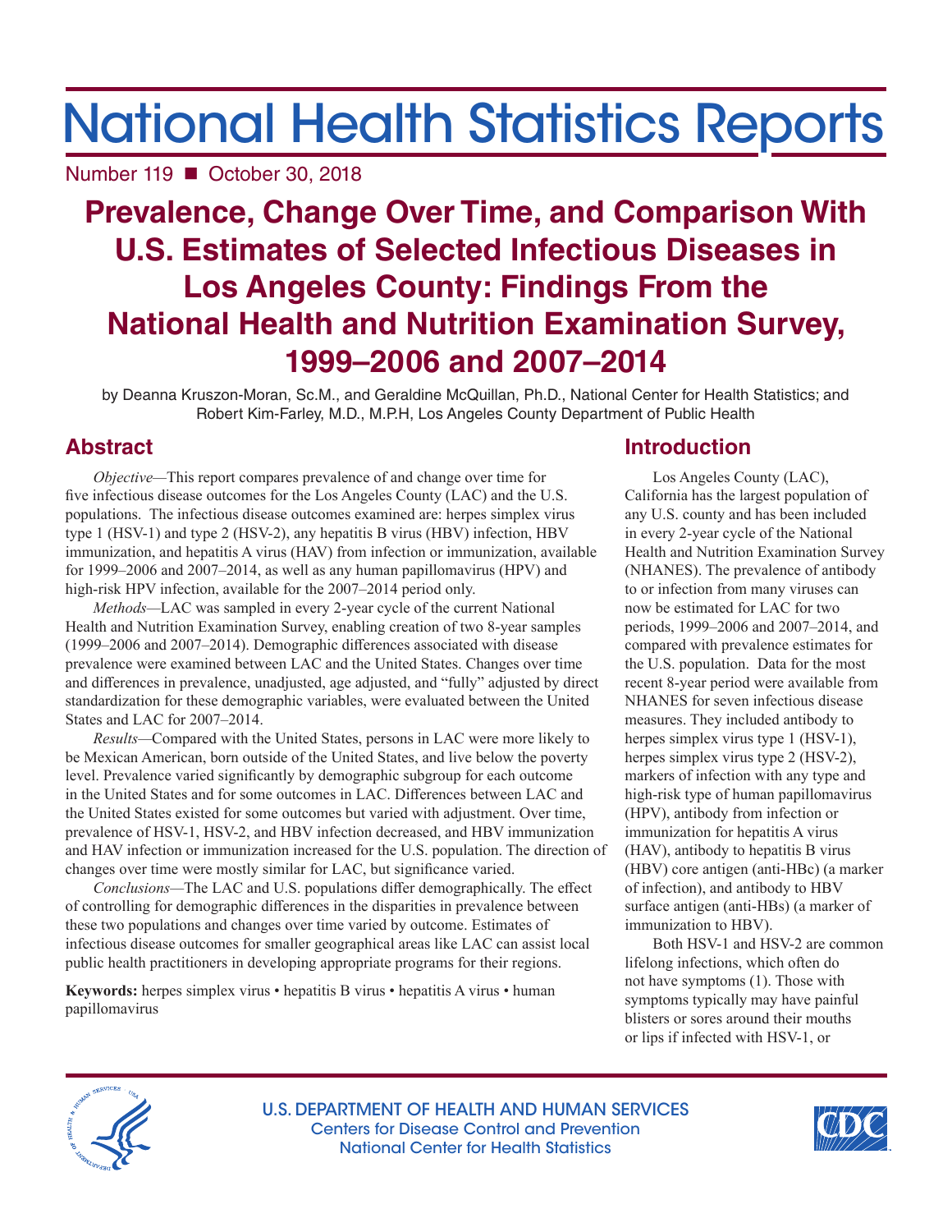# National Health Statistics Reports

Number 119 ■ October 30, 2018

## Prevalence, Change Over Time, and Comparison With U.S. Estimates of Selected Infectious Diseases in Los Angeles County: Findings From the National Health and Nutrition Examination Survey, 1999–2006 and 2007–2014

by Deanna Kruszon-Moran, Sc.M., and Geraldine McQuillan, Ph.D., National Center for Health Statistics; and Robert Kim-Farley, M.D., M.P.H, Los Angeles County Department of Public Health

## Abstract

*Objective*—This report compares prevalence of and change over time for five infectious disease outcomes for the Los Angeles County (LAC) and the U.S. populations. The infectious disease outcomes examined are: herpes simplex virus type 1 (HSV-1) and type 2 (HSV-2), any hepatitis B virus (HBV) infection, HBV immunization, and hepatitis A virus (HAV) from infection or immunization, available for 1999–2006 and 2007–2014, as well as any human papillomavirus (HPV) and high-risk HPV infection, available for the 2007–2014 period only.

*Methods*—LAC was sampled in every 2-year cycle of the current National Health and Nutrition Examination Survey, enabling creation of two 8-year samples (1999–2006 and 2007–2014). Demographic differences associated with disease prevalence were examined between LAC and the United States. Changes over time and differences in prevalence, unadjusted, age adjusted, and "fully" adjusted by direct standardization for these demographic variables, were evaluated between the United States and LAC for 2007–2014.

*Results*—Compared with the United States, persons in LAC were more likely to be Mexican American, born outside of the United States, and live below the poverty level. Prevalence varied significantly by demographic subgroup for each outcome in the United States and for some outcomes in LAC. Differences between LAC and the United States existed for some outcomes but varied with adjustment. Over time, prevalence of HSV-1, HSV-2, and HBV infection decreased, and HBV immunization and HAV infection or immunization increased for the U.S. population. The direction of changes over time were mostly similar for LAC, but significance varied.

*Conclusions*—The LAC and U.S. populations differ demographically. The effect of controlling for demographic differences in the disparities in prevalence between these two populations and changes over time varied by outcome. Estimates of infectious disease outcomes for smaller geographical areas like LAC can assist local public health practitioners in developing appropriate programs for their regions.

**Keywords:** herpes simplex virus • hepatitis B virus • hepatitis A virus • human papillomavirus

## Introduction

Los Angeles County (LAC), California has the largest population of any U.S. county and has been included in every 2-year cycle of the National Health and Nutrition Examination Survey (NHANES). The prevalence of antibody to or infection from many viruses can now be estimated for LAC for two periods, 1999–2006 and 2007–2014, and compared with prevalence estimates for the U.S. population. Data for the most recent 8-year period were available from NHANES for seven infectious disease measures. They included antibody to herpes simplex virus type 1 (HSV-1), herpes simplex virus type 2 (HSV-2), markers of infection with any type and high-risk type of human papillomavirus (HPV), antibody from infection or immunization for hepatitis A virus (HAV), antibody to hepatitis B virus (HBV) core antigen (anti-HBc) (a marker of infection), and antibody to HBV surface antigen (anti-HBs) (a marker of immunization to HBV).

Both HSV-1 and HSV-2 are common lifelong infections, which often do not have symptoms (1). Those with symptoms typically may have painful blisters or sores around their mouths or lips if infected with HSV-1, or

U.S. DEPARTMENT OF HEALTH AND HUMAN SERVICES
Centers for Disease Control and Prevention
National Center for Health Statistics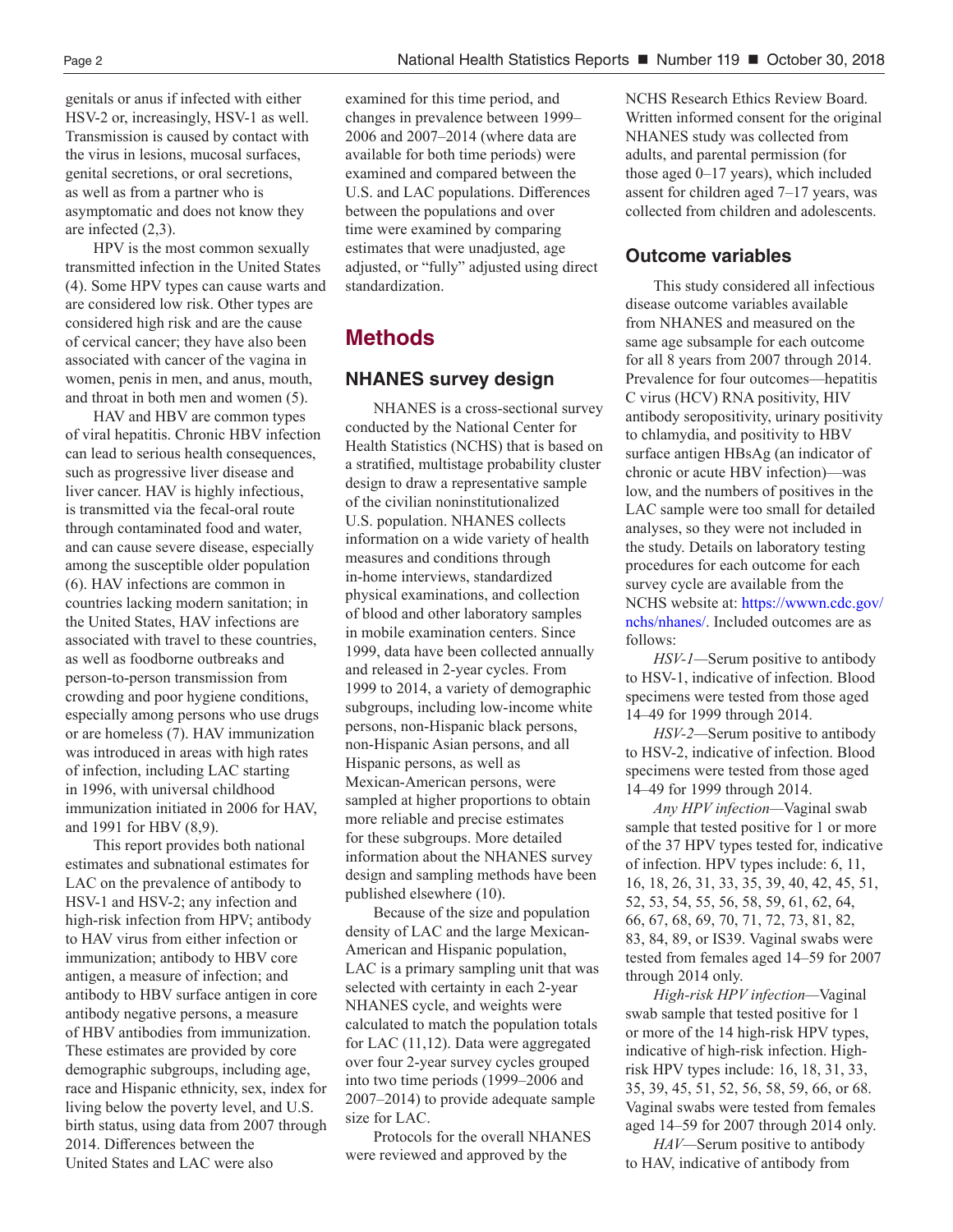genitals or anus if infected with either HSV-2 or, increasingly, HSV-1 as well. Transmission is caused by contact with the virus in lesions, mucosal surfaces, genital secretions, or oral secretions, as well as from a partner who is asymptomatic and does not know they are infected (2,3).

HPV is the most common sexually transmitted infection in the United States (4). Some HPV types can cause warts and are considered low risk. Other types are considered high risk and are the cause of cervical cancer; they have also been associated with cancer of the vagina in women, penis in men, and anus, mouth, and throat in both men and women (5).

HAV and HBV are common types of viral hepatitis. Chronic HBV infection can lead to serious health consequences, such as progressive liver disease and liver cancer. HAV is highly infectious, is transmitted via the fecal-oral route through contaminated food and water, and can cause severe disease, especially among the susceptible older population (6). HAV infections are common in countries lacking modern sanitation; in the United States, HAV infections are associated with travel to these countries, as well as foodborne outbreaks and person-to-person transmission from crowding and poor hygiene conditions, especially among persons who use drugs or are homeless (7). HAV immunization was introduced in areas with high rates of infection, including LAC starting in 1996, with universal childhood immunization initiated in 2006 for HAV, and 1991 for HBV (8,9).

This report provides both national estimates and subnational estimates for LAC on the prevalence of antibody to HSV-1 and HSV-2; any infection and high-risk infection from HPV; antibody to HAV virus from either infection or immunization; antibody to HBV core antigen, a measure of infection; and antibody to HBV surface antigen in core antibody negative persons, a measure of HBV antibodies from immunization. These estimates are provided by core demographic subgroups, including age, race and Hispanic ethnicity, sex, index for living below the poverty level, and U.S. birth status, using data from 2007 through 2014. Differences between the United States and LAC were also examined for this time period, and changes in prevalence between 1999–2006 and 2007–2014 (where data are available for both time periods) were examined and compared between the U.S. and LAC populations. Differences between the populations and over time were examined by comparing estimates that were unadjusted, age adjusted, or "fully" adjusted using direct standardization.

# Methods

## NHANES survey design

NHANES is a cross-sectional survey conducted by the National Center for Health Statistics (NCHS) that is based on a stratified, multistage probability cluster design to draw a representative sample of the civilian noninstitutionalized U.S. population. NHANES collects information on a wide variety of health measures and conditions through in-home interviews, standardized physical examinations, and collection of blood and other laboratory samples in mobile examination centers. Since 1999, data have been collected annually and released in 2-year cycles. From 1999 to 2014, a variety of demographic subgroups, including low-income white persons, non-Hispanic black persons, non-Hispanic Asian persons, and all Hispanic persons, as well as Mexican-American persons, were sampled at higher proportions to obtain more reliable and precise estimates for these subgroups. More detailed information about the NHANES survey design and sampling methods have been published elsewhere (10).

Because of the size and population density of LAC and the large Mexican-American and Hispanic population, LAC is a primary sampling unit that was selected with certainty in each 2-year NHANES cycle, and weights were calculated to match the population totals for LAC (11,12). Data were aggregated over four 2-year survey cycles grouped into two time periods (1999–2006 and 2007–2014) to provide adequate sample size for LAC.

Protocols for the overall NHANES were reviewed and approved by the NCHS Research Ethics Review Board. Written informed consent for the original NHANES study was collected from adults, and parental permission (for those aged 0–17 years), which included assent for children aged 7–17 years, was collected from children and adolescents.

## Outcome variables

This study considered all infectious disease outcome variables available from NHANES and measured on the same age subsample for each outcome for all 8 years from 2007 through 2014. Prevalence for four outcomes—hepatitis C virus (HCV) RNA positivity, HIV antibody seropositivity, urinary positivity to chlamydia, and positivity to HBV surface antigen HBsAg (an indicator of chronic or acute HBV infection)—was low, and the numbers of positives in the LAC sample were too small for detailed analyses, so they were not included in the study. Details on laboratory testing procedures for each outcome for each survey cycle are available from the NCHS website at: https://wwwn.cdc.gov/nchs/nhanes/. Included outcomes are as follows:

*HSV-1*—Serum positive to antibody to HSV-1, indicative of infection. Blood specimens were tested from those aged 14–49 for 1999 through 2014.

*HSV-2*—Serum positive to antibody to HSV-2, indicative of infection. Blood specimens were tested from those aged 14–49 for 1999 through 2014.

*Any HPV infection*—Vaginal swab sample that tested positive for 1 or more of the 37 HPV types tested for, indicative of infection. HPV types include: 6, 11, 16, 18, 26, 31, 33, 35, 39, 40, 42, 45, 51, 52, 53, 54, 55, 56, 58, 59, 61, 62, 64, 66, 67, 68, 69, 70, 71, 72, 73, 81, 82, 83, 84, 89, or IS39. Vaginal swabs were tested from females aged 14–59 for 2007 through 2014 only.

*High-risk HPV infection*—Vaginal swab sample that tested positive for 1 or more of the 14 high-risk HPV types, indicative of high-risk infection. High-risk HPV types include: 16, 18, 31, 33, 35, 39, 45, 51, 52, 56, 58, 59, 66, or 68. Vaginal swabs were tested from females aged 14–59 for 2007 through 2014 only.

*HAV*—Serum positive to antibody to HAV, indicative of antibody from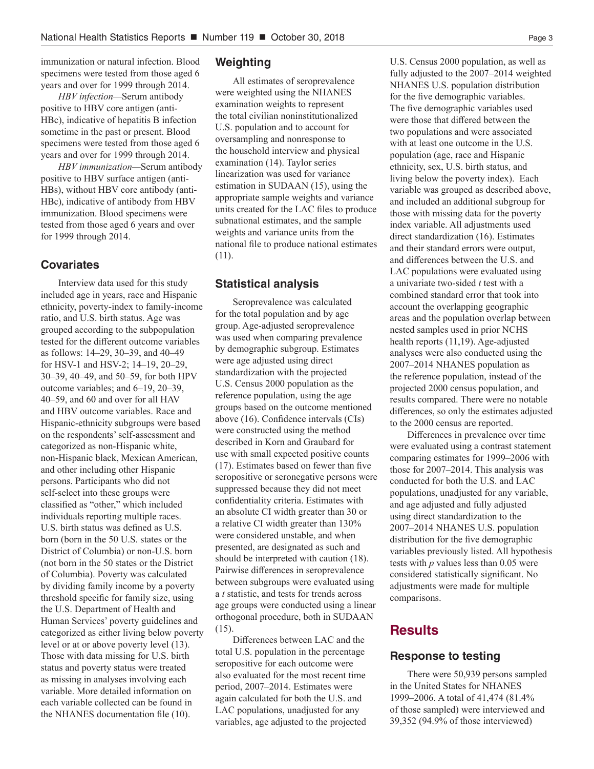immunization or natural infection. Blood specimens were tested from those aged 6 years and over for 1999 through 2014.

*HBV infection*—Serum antibody positive to HBV core antigen (anti-HBc), indicative of hepatitis B infection sometime in the past or present. Blood specimens were tested from those aged 6 years and over for 1999 through 2014.

*HBV immunization*—Serum antibody positive to HBV surface antigen (anti-HBs), without HBV core antibody (anti-HBc), indicative of antibody from HBV immunization. Blood specimens were tested from those aged 6 years and over for 1999 through 2014.

### Covariates

Interview data used for this study included age in years, race and Hispanic ethnicity, poverty-index to family-income ratio, and U.S. birth status. Age was grouped according to the subpopulation tested for the different outcome variables as follows: 14–29, 30–39, and 40–49 for HSV-1 and HSV-2; 14–19, 20–29, 30–39, 40–49, and 50–59, for both HPV outcome variables; and 6–19, 20–39, 40–59, and 60 and over for all HAV and HBV outcome variables. Race and Hispanic-ethnicity subgroups were based on the respondents' self-assessment and categorized as non-Hispanic white, non-Hispanic black, Mexican American, and other including other Hispanic persons. Participants who did not self-select into these groups were classified as "other," which included individuals reporting multiple races. U.S. birth status was defined as U.S. born (born in the 50 U.S. states or the District of Columbia) or non-U.S. born (not born in the 50 states or the District of Columbia). Poverty was calculated by dividing family income by a poverty threshold specific for family size, using the U.S. Department of Health and Human Services' poverty guidelines and categorized as either living below poverty level or at or above poverty level (13). Those with data missing for U.S. birth status and poverty status were treated as missing in analyses involving each variable. More detailed information on each variable collected can be found in the NHANES documentation file (10).

### Weighting

All estimates of seroprevalence were weighted using the NHANES examination weights to represent the total civilian noninstitutionalized U.S. population and to account for oversampling and nonresponse to the household interview and physical examination (14). Taylor series linearization was used for variance estimation in SUDAAN (15), using the appropriate sample weights and variance units created for the LAC files to produce subnational estimates, and the sample weights and variance units from the national file to produce national estimates (11).

### Statistical analysis

Seroprevalence was calculated for the total population and by age group. Age-adjusted seroprevalence was used when comparing prevalence by demographic subgroup. Estimates were age adjusted using direct standardization with the projected U.S. Census 2000 population as the reference population, using the age groups based on the outcome mentioned above (16). Confidence intervals (CIs) were constructed using the method described in Korn and Graubard for use with small expected positive counts (17). Estimates based on fewer than five seropositive or seronegative persons were suppressed because they did not meet confidentiality criteria. Estimates with an absolute CI width greater than 30 or a relative CI width greater than 130% were considered unstable, and when presented, are designated as such and should be interpreted with caution (18). Pairwise differences in seroprevalence between subgroups were evaluated using a *t* statistic, and tests for trends across age groups were conducted using a linear orthogonal procedure, both in SUDAAN (15).

Differences between LAC and the total U.S. population in the percentage seropositive for each outcome were also evaluated for the most recent time period, 2007–2014. Estimates were again calculated for both the U.S. and LAC populations, unadjusted for any variables, age adjusted to the projected U.S. Census 2000 population, as well as fully adjusted to the 2007–2014 weighted NHANES U.S. population distribution for the five demographic variables. The five demographic variables used were those that differed between the two populations and were associated with at least one outcome in the U.S. population (age, race and Hispanic ethnicity, sex, U.S. birth status, and living below the poverty index). Each variable was grouped as described above, and included an additional subgroup for those with missing data for the poverty index variable. All adjustments used direct standardization (16). Estimates and their standard errors were output, and differences between the U.S. and LAC populations were evaluated using a univariate two-sided *t* test with a combined standard error that took into account the overlapping geographic areas and the population overlap between nested samples used in prior NCHS health reports (11,19). Age-adjusted analyses were also conducted using the 2007–2014 NHANES population as the reference population, instead of the projected 2000 census population, and results compared. There were no notable differences, so only the estimates adjusted to the 2000 census are reported.

Differences in prevalence over time were evaluated using a contrast statement comparing estimates for 1999–2006 with those for 2007–2014. This analysis was conducted for both the U.S. and LAC populations, unadjusted for any variable, and age adjusted and fully adjusted using direct standardization to the 2007–2014 NHANES U.S. population distribution for the five demographic variables previously listed. All hypothesis tests with $p$ values less than 0.05 were considered statistically significant. No adjustments were made for multiple comparisons.

## Results

### Response to testing

There were 50,939 persons sampled in the United States for NHANES 1999–2006. A total of 41,474 (81.4% of those sampled) were interviewed and 39,352 (94.9% of those interviewed)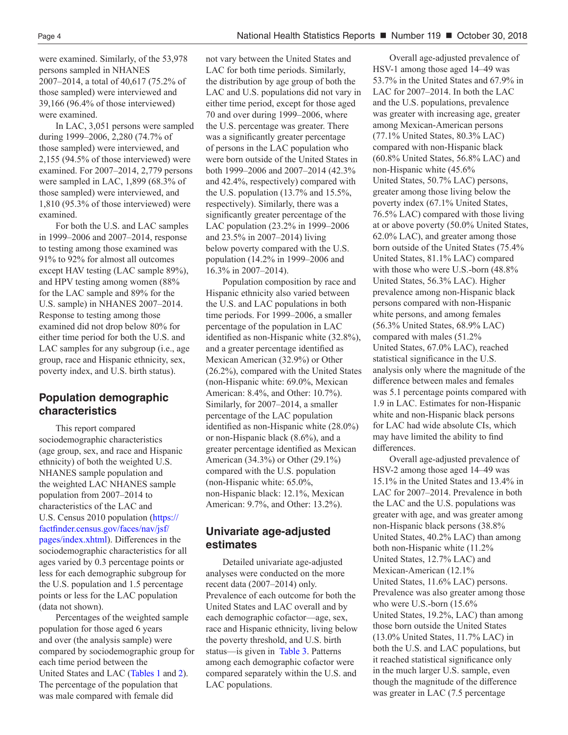were examined. Similarly, of the 53,978 persons sampled in NHANES 2007–2014, a total of 40,617 (75.2% of those sampled) were interviewed and 39,166 (96.4% of those interviewed) were examined.

In LAC, 3,051 persons were sampled during 1999–2006, 2,280 (74.7% of those sampled) were interviewed, and 2,155 (94.5% of those interviewed) were examined. For 2007–2014, 2,779 persons were sampled in LAC, 1,899 (68.3% of those sampled) were interviewed, and 1,810 (95.3% of those interviewed) were examined.

For both the U.S. and LAC samples in 1999–2006 and 2007–2014, response to testing among those examined was 91% to 92% for almost all outcomes except HAV testing (LAC sample 89%), and HPV testing among women (88% for the LAC sample and 89% for the U.S. sample) in NHANES 2007–2014. Response to testing among those examined did not drop below 80% for either time period for both the U.S. and LAC samples for any subgroup (i.e., age group, race and Hispanic ethnicity, sex, poverty index, and U.S. birth status).

## Population demographic characteristics

This report compared sociodemographic characteristics (age group, sex, and race and Hispanic ethnicity) of both the weighted U.S. NHANES sample population and the weighted LAC NHANES sample population from 2007–2014 to characteristics of the LAC and U.S. Census 2010 population (https://factfinder.census.gov/faces/nav/jsf/pages/index.xhtml). Differences in the sociodemographic characteristics for all ages varied by 0.3 percentage points or less for each demographic subgroup for the U.S. population and 1.5 percentage points or less for the LAC population (data not shown).

Percentages of the weighted sample population for those aged 6 years and over (the analysis sample) were compared by sociodemographic group for each time period between the United States and LAC (Tables 1 and 2). The percentage of the population that was male compared with female did not vary between the United States and LAC for both time periods. Similarly, the distribution by age group of both the LAC and U.S. populations did not vary in either time period, except for those aged 70 and over during 1999–2006, where the U.S. percentage was greater. There was a significantly greater percentage of persons in the LAC population who were born outside of the United States in both 1999–2006 and 2007–2014 (42.3% and 42.4%, respectively) compared with the U.S. population (13.7% and 15.5%, respectively). Similarly, there was a significantly greater percentage of the LAC population (23.2% in 1999–2006 and 23.5% in 2007–2014) living below poverty compared with the U.S. population (14.2% in 1999–2006 and 16.3% in 2007–2014).

Population composition by race and Hispanic ethnicity also varied between the U.S. and LAC populations in both time periods. For 1999–2006, a smaller percentage of the population in LAC identified as non-Hispanic white (32.8%), and a greater percentage identified as Mexican American (32.9%) or Other (26.2%), compared with the United States (non-Hispanic white: 69.0%, Mexican American: 8.4%, and Other: 10.7%). Similarly, for 2007–2014, a smaller percentage of the LAC population identified as non-Hispanic white (28.0%) or non-Hispanic black (8.6%), and a greater percentage identified as Mexican American (34.3%) or Other (29.1%) compared with the U.S. population (non-Hispanic white: 65.0%, non-Hispanic black: 12.1%, Mexican American: 9.7%, and Other: 13.2%).

## Univariate age-adjusted estimates

Detailed univariate age-adjusted analyses were conducted on the more recent data (2007–2014) only. Prevalence of each outcome for both the United States and LAC overall and by each demographic cofactor—age, sex, race and Hispanic ethnicity, living below the poverty threshold, and U.S. birth status—is given in Table 3. Patterns among each demographic cofactor were compared separately within the U.S. and LAC populations.

Overall age-adjusted prevalence of HSV-1 among those aged 14–49 was 53.7% in the United States and 67.9% in LAC for 2007–2014. In both the LAC and the U.S. populations, prevalence was greater with increasing age, greater among Mexican-American persons (77.1% United States, 80.3% LAC) compared with non-Hispanic black (60.8% United States, 56.8% LAC) and non-Hispanic white (45.6% United States, 50.7% LAC) persons, greater among those living below the poverty index (67.1% United States, 76.5% LAC) compared with those living at or above poverty (50.0% United States, 62.0% LAC), and greater among those born outside of the United States (75.4% United States, 81.1% LAC) compared with those who were U.S.-born (48.8% United States, 56.3% LAC). Higher prevalence among non-Hispanic black persons compared with non-Hispanic white persons, and among females (56.3% United States, 68.9% LAC) compared with males (51.2% United States, 67.0% LAC), reached statistical significance in the U.S. analysis only where the magnitude of the difference between males and females was 5.1 percentage points compared with 1.9 in LAC. Estimates for non-Hispanic white and non-Hispanic black persons for LAC had wide absolute CIs, which may have limited the ability to find differences.

Overall age-adjusted prevalence of HSV-2 among those aged 14–49 was 15.1% in the United States and 13.4% in LAC for 2007–2014. Prevalence in both the LAC and the U.S. populations was greater with age, and was greater among non-Hispanic black persons (38.8% United States, 40.2% LAC) than among both non-Hispanic white (11.2% United States, 12.7% LAC) and Mexican-American (12.1% United States, 11.6% LAC) persons. Prevalence was also greater among those who were U.S.-born (15.6% United States, 19.2%, LAC) than among those born outside the United States (13.0% United States, 11.7% LAC) in both the U.S. and LAC populations, but it reached statistical significance only in the much larger U.S. sample, even though the magnitude of the difference was greater in LAC (7.5 percentage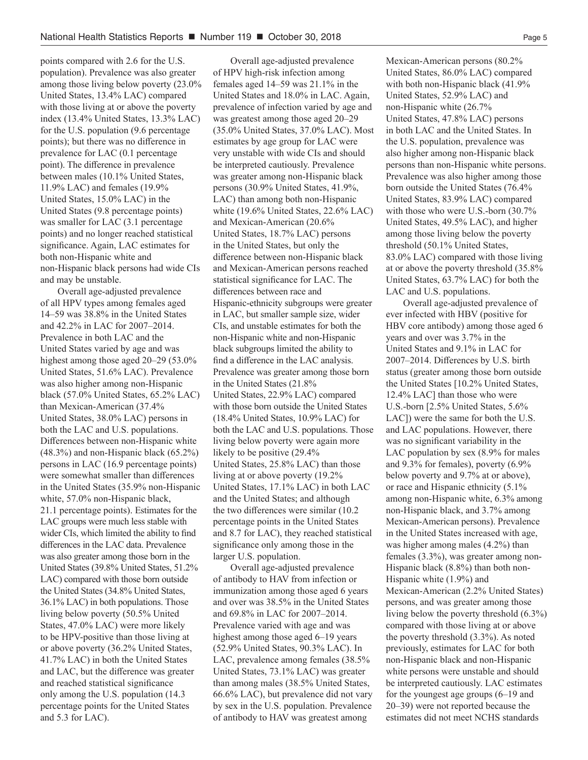points compared with 2.6 for the U.S. population). Prevalence was also greater among those living below poverty (23.0% United States, 13.4% LAC) compared with those living at or above the poverty index (13.4% United States, 13.3% LAC) for the U.S. population (9.6 percentage points); but there was no difference in prevalence for LAC (0.1 percentage point). The difference in prevalence between males (10.1% United States, 11.9% LAC) and females (19.9% United States, 15.0% LAC) in the United States (9.8 percentage points) was smaller for LAC (3.1 percentage points) and no longer reached statistical significance. Again, LAC estimates for both non-Hispanic white and non-Hispanic black persons had wide CIs and may be unstable.

Overall age-adjusted prevalence of all HPV types among females aged 14–59 was 38.8% in the United States and 42.2% in LAC for 2007–2014. Prevalence in both LAC and the United States varied by age and was highest among those aged 20–29 (53.0% United States, 51.6% LAC). Prevalence was also higher among non-Hispanic black (57.0% United States, 65.2% LAC) than Mexican-American (37.4% United States, 38.0% LAC) persons in both the LAC and U.S. populations. Differences between non-Hispanic white (48.3%) and non-Hispanic black (65.2%) persons in LAC (16.9 percentage points) were somewhat smaller than differences in the United States (35.9% non-Hispanic white, 57.0% non-Hispanic black, 21.1 percentage points). Estimates for the LAC groups were much less stable with wider CIs, which limited the ability to find differences in the LAC data. Prevalence was also greater among those born in the United States (39.8% United States, 51.2% LAC) compared with those born outside the United States (34.8% United States, 36.1% LAC) in both populations. Those living below poverty (50.5% United States, 47.0% LAC) were more likely to be HPV-positive than those living at or above poverty (36.2% United States, 41.7% LAC) in both the United States and LAC, but the difference was greater and reached statistical significance only among the U.S. population (14.3 percentage points for the United States and 5.3 for LAC).

Overall age-adjusted prevalence of HPV high-risk infection among females aged 14–59 was 21.1% in the United States and 18.0% in LAC. Again, prevalence of infection varied by age and was greatest among those aged 20–29 (35.0% United States, 37.0% LAC). Most estimates by age group for LAC were very unstable with wide CIs and should be interpreted cautiously. Prevalence was greater among non-Hispanic black persons (30.9% United States, 41.9%, LAC) than among both non-Hispanic white (19.6% United States, 22.6% LAC) and Mexican-American (20.6% United States, 18.7% LAC) persons in the United States, but only the difference between non-Hispanic black and Mexican-American persons reached statistical significance for LAC. The differences between race and Hispanic-ethnicity subgroups were greater in LAC, but smaller sample size, wider CIs, and unstable estimates for both the non-Hispanic white and non-Hispanic black subgroups limited the ability to find a difference in the LAC analysis. Prevalence was greater among those born in the United States (21.8% United States, 22.9% LAC) compared with those born outside the United States (18.4% United States, 10.9% LAC) for both the LAC and U.S. populations. Those living below poverty were again more likely to be positive (29.4% United States, 25.8% LAC) than those living at or above poverty (19.2% United States, 17.1% LAC) in both LAC and the United States; and although the two differences were similar (10.2 percentage points in the United States and 8.7 for LAC), they reached statistical significance only among those in the larger U.S. population.

Overall age-adjusted prevalence of antibody to HAV from infection or immunization among those aged 6 years and over was 38.5% in the United States and 69.8% in LAC for 2007–2014. Prevalence varied with age and was highest among those aged 6–19 years (52.9% United States, 90.3% LAC). In LAC, prevalence among females (38.5% United States, 73.1% LAC) was greater than among males (38.5% United States, 66.6% LAC), but prevalence did not vary by sex in the U.S. population. Prevalence of antibody to HAV was greatest among Mexican-American persons (80.2% United States, 86.0% LAC) compared with both non-Hispanic black (41.9% United States, 52.9% LAC) and non-Hispanic white (26.7% United States, 47.8% LAC) persons in both LAC and the United States. In the U.S. population, prevalence was also higher among non-Hispanic black persons than non-Hispanic white persons. Prevalence was also higher among those born outside the United States (76.4% United States, 83.9% LAC) compared with those who were U.S.-born (30.7% United States, 49.5% LAC), and higher among those living below the poverty threshold (50.1% United States, 83.0% LAC) compared with those living at or above the poverty threshold (35.8% United States, 63.7% LAC) for both the LAC and U.S. populations.

Overall age-adjusted prevalence of ever infected with HBV (positive for HBV core antibody) among those aged 6 years and over was 3.7% in the United States and 9.1% in LAC for 2007–2014. Differences by U.S. birth status (greater among those born outside the United States [10.2% United States, 12.4% LAC] than those who were U.S.-born [2.5% United States, 5.6% LAC]) were the same for both the U.S. and LAC populations. However, there was no significant variability in the LAC population by sex (8.9% for males and 9.3% for females), poverty (6.9% below poverty and 9.7% at or above), or race and Hispanic ethnicity (5.1% among non-Hispanic white, 6.3% among non-Hispanic black, and 3.7% among Mexican-American persons). Prevalence in the United States increased with age, was higher among males (4.2%) than females (3.3%), was greater among non-Hispanic black (8.8%) than both non-Hispanic white (1.9%) and Mexican-American (2.2% United States) persons, and was greater among those living below the poverty threshold (6.3%) compared with those living at or above the poverty threshold (3.3%). As noted previously, estimates for LAC for both non-Hispanic black and non-Hispanic white persons were unstable and should be interpreted cautiously. LAC estimates for the youngest age groups (6–19 and 20–39) were not reported because the estimates did not meet NCHS standards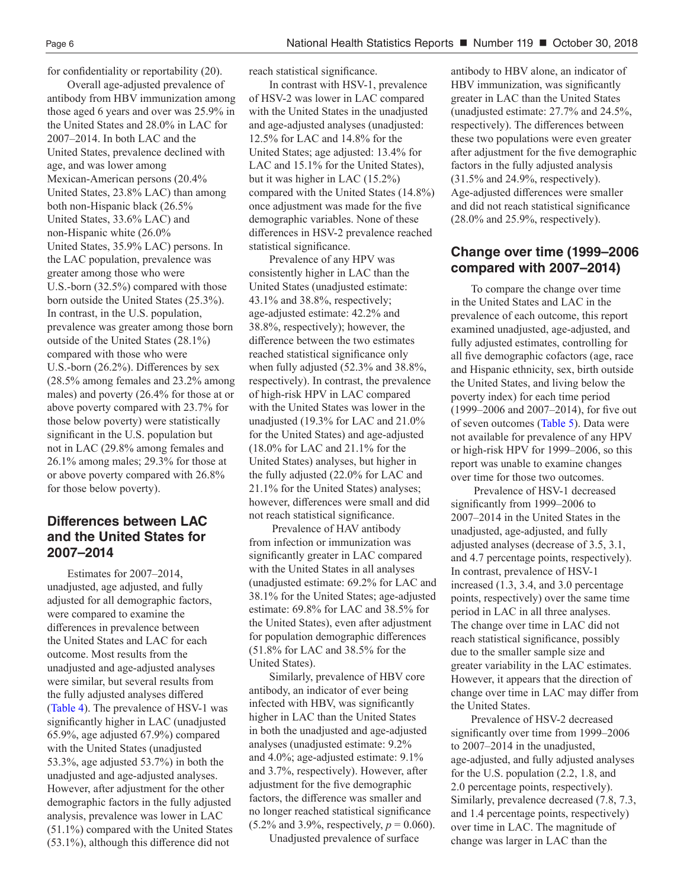for confidentiality or reportability (20).

Overall age-adjusted prevalence of antibody from HBV immunization among those aged 6 years and over was 25.9% in the United States and 28.0% in LAC for 2007–2014. In both LAC and the United States, prevalence declined with age, and was lower among Mexican-American persons (20.4% United States, 23.8% LAC) than among both non-Hispanic black (26.5% United States, 33.6% LAC) and non-Hispanic white (26.0% United States, 35.9% LAC) persons. In the LAC population, prevalence was greater among those who were U.S.-born (32.5%) compared with those born outside the United States (25.3%). In contrast, in the U.S. population, prevalence was greater among those born outside of the United States (28.1%) compared with those who were U.S.-born (26.2%). Differences by sex (28.5% among females and 23.2% among males) and poverty (26.4% for those at or above poverty compared with 23.7% for those below poverty) were statistically significant in the U.S. population but not in LAC (29.8% among females and 26.1% among males; 29.3% for those at or above poverty compared with 26.8% for those below poverty).

## Differences between LAC and the United States for 2007–2014

Estimates for 2007–2014, unadjusted, age adjusted, and fully adjusted for all demographic factors, were compared to examine the differences in prevalence between the United States and LAC for each outcome. Most results from the unadjusted and age-adjusted analyses were similar, but several results from the fully adjusted analyses differed (Table 4). The prevalence of HSV-1 was significantly higher in LAC (unadjusted 65.9%, age adjusted 67.9%) compared with the United States (unadjusted 53.3%, age adjusted 53.7%) in both the unadjusted and age-adjusted analyses. However, after adjustment for the other demographic factors in the fully adjusted analysis, prevalence was lower in LAC (51.1%) compared with the United States (53.1%), although this difference did not reach statistical significance.

In contrast with HSV-1, prevalence of HSV-2 was lower in LAC compared with the United States in the unadjusted and age-adjusted analyses (unadjusted: 12.5% for LAC and 14.8% for the United States; age adjusted: 13.4% for LAC and 15.1% for the United States), but it was higher in LAC (15.2%) compared with the United States (14.8%) once adjustment was made for the five demographic variables. None of these differences in HSV-2 prevalence reached statistical significance.

Prevalence of any HPV was consistently higher in LAC than the United States (unadjusted estimate: 43.1% and 38.8%, respectively; age-adjusted estimate: 42.2% and 38.8%, respectively); however, the difference between the two estimates reached statistical significance only when fully adjusted (52.3% and 38.8%, respectively). In contrast, the prevalence of high-risk HPV in LAC compared with the United States was lower in the unadjusted (19.3% for LAC and 21.0% for the United States) and age-adjusted (18.0% for LAC and 21.1% for the United States) analyses, but higher in the fully adjusted (22.0% for LAC and 21.1% for the United States) analyses; however, differences were small and did not reach statistical significance.

Prevalence of HAV antibody from infection or immunization was significantly greater in LAC compared with the United States in all analyses (unadjusted estimate: 69.2% for LAC and 38.1% for the United States; age-adjusted estimate: 69.8% for LAC and 38.5% for the United States), even after adjustment for population demographic differences (51.8% for LAC and 38.5% for the United States).

Similarly, prevalence of HBV core antibody, an indicator of ever being infected with HBV, was significantly higher in LAC than the United States in both the unadjusted and age-adjusted analyses (unadjusted estimate: 9.2% and 4.0%; age-adjusted estimate: 9.1% and 3.7%, respectively). However, after adjustment for the five demographic factors, the difference was smaller and no longer reached statistical significance (5.2% and 3.9%, respectively, $p = 0.060$).

Unadjusted prevalence of surface antibody to HBV alone, an indicator of HBV immunization, was significantly greater in LAC than the United States (unadjusted estimate: 27.7% and 24.5%, respectively). The differences between these two populations were even greater after adjustment for the five demographic factors in the fully adjusted analysis (31.5% and 24.9%, respectively). Age-adjusted differences were smaller and did not reach statistical significance (28.0% and 25.9%, respectively).

## Change over time (1999–2006 compared with 2007–2014)

To compare the change over time in the United States and LAC in the prevalence of each outcome, this report examined unadjusted, age-adjusted, and fully adjusted estimates, controlling for all five demographic cofactors (age, race and Hispanic ethnicity, sex, birth outside the United States, and living below the poverty index) for each time period (1999–2006 and 2007–2014), for five out of seven outcomes (Table 5). Data were not available for prevalence of any HPV or high-risk HPV for 1999–2006, so this report was unable to examine changes over time for those two outcomes.

Prevalence of HSV-1 decreased significantly from 1999–2006 to 2007–2014 in the United States in the unadjusted, age-adjusted, and fully adjusted analyses (decrease of 3.5, 3.1, and 4.7 percentage points, respectively). In contrast, prevalence of HSV-1 increased (1.3, 3.4, and 3.0 percentage points, respectively) over the same time period in LAC in all three analyses. The change over time in LAC did not reach statistical significance, possibly due to the smaller sample size and greater variability in the LAC estimates. However, it appears that the direction of change over time in LAC may differ from the United States.

Prevalence of HSV-2 decreased significantly over time from 1999–2006 to 2007–2014 in the unadjusted, age-adjusted, and fully adjusted analyses for the U.S. population (2.2, 1.8, and 2.0 percentage points, respectively). Similarly, prevalence decreased (7.8, 7.3, and 1.4 percentage points, respectively) over time in LAC. The magnitude of change was larger in LAC than the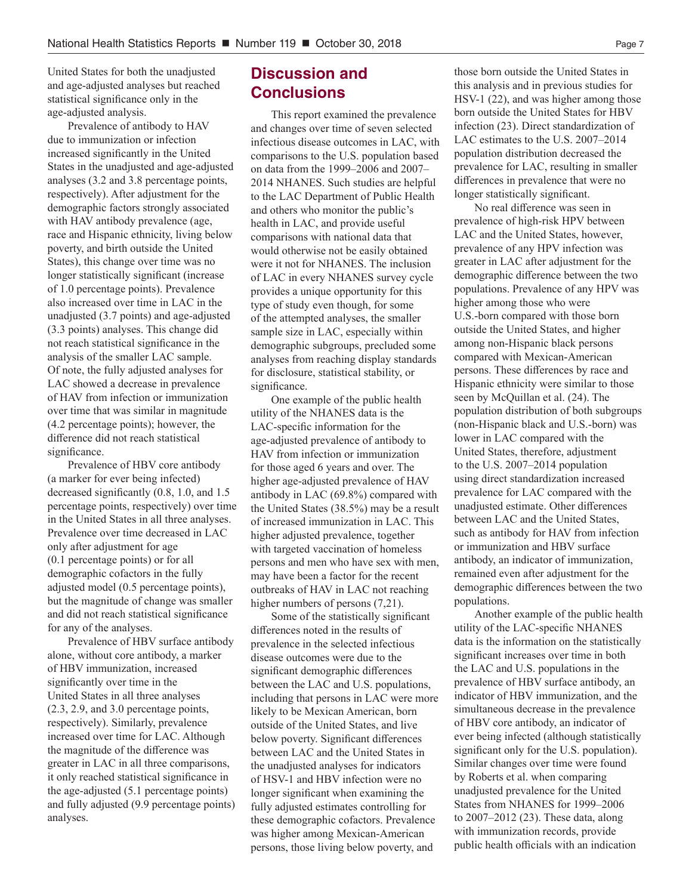United States for both the unadjusted and age-adjusted analyses but reached statistical significance only in the age-adjusted analysis.

Prevalence of antibody to HAV due to immunization or infection increased significantly in the United States in the unadjusted and age-adjusted analyses (3.2 and 3.8 percentage points, respectively). After adjustment for the demographic factors strongly associated with HAV antibody prevalence (age, race and Hispanic ethnicity, living below poverty, and birth outside the United States), this change over time was no longer statistically significant (increase of 1.0 percentage points). Prevalence also increased over time in LAC in the unadjusted (3.7 points) and age-adjusted (3.3 points) analyses. This change did not reach statistical significance in the analysis of the smaller LAC sample. Of note, the fully adjusted analyses for LAC showed a decrease in prevalence of HAV from infection or immunization over time that was similar in magnitude (4.2 percentage points); however, the difference did not reach statistical significance.

Prevalence of HBV core antibody (a marker for ever being infected) decreased significantly (0.8, 1.0, and 1.5 percentage points, respectively) over time in the United States in all three analyses. Prevalence over time decreased in LAC only after adjustment for age (0.1 percentage points) or for all demographic cofactors in the fully adjusted model (0.5 percentage points), but the magnitude of change was smaller and did not reach statistical significance for any of the analyses.

Prevalence of HBV surface antibody alone, without core antibody, a marker of HBV immunization, increased significantly over time in the United States in all three analyses (2.3, 2.9, and 3.0 percentage points, respectively). Similarly, prevalence increased over time for LAC. Although the magnitude of the difference was greater in LAC in all three comparisons, it only reached statistical significance in the age-adjusted (5.1 percentage points) and fully adjusted (9.9 percentage points) analyses.

## Discussion and Conclusions

This report examined the prevalence and changes over time of seven selected infectious disease outcomes in LAC, with comparisons to the U.S. population based on data from the 1999–2006 and 2007–2014 NHANES. Such studies are helpful to the LAC Department of Public Health and others who monitor the public's health in LAC, and provide useful comparisons with national data that would otherwise not be easily obtained were it not for NHANES. The inclusion of LAC in every NHANES survey cycle provides a unique opportunity for this type of study even though, for some of the attempted analyses, the smaller sample size in LAC, especially within demographic subgroups, precluded some analyses from reaching display standards for disclosure, statistical stability, or significance.

One example of the public health utility of the NHANES data is the LAC-specific information for the age-adjusted prevalence of antibody to HAV from infection or immunization for those aged 6 years and over. The higher age-adjusted prevalence of HAV antibody in LAC (69.8%) compared with the United States (38.5%) may be a result of increased immunization in LAC. This higher adjusted prevalence, together with targeted vaccination of homeless persons and men who have sex with men, may have been a factor for the recent outbreaks of HAV in LAC not reaching higher numbers of persons (7,21).

Some of the statistically significant differences noted in the results of prevalence in the selected infectious disease outcomes were due to the significant demographic differences between the LAC and U.S. populations, including that persons in LAC were more likely to be Mexican American, born outside of the United States, and live below poverty. Significant differences between LAC and the United States in the unadjusted analyses for indicators of HSV-1 and HBV infection were no longer significant when examining the fully adjusted estimates controlling for these demographic cofactors. Prevalence was higher among Mexican-American persons, those living below poverty, and those born outside the United States in this analysis and in previous studies for HSV-1 (22), and was higher among those born outside the United States for HBV infection (23). Direct standardization of LAC estimates to the U.S. 2007–2014 population distribution decreased the prevalence for LAC, resulting in smaller differences in prevalence that were no longer statistically significant.

No real difference was seen in prevalence of high-risk HPV between LAC and the United States, however, prevalence of any HPV infection was greater in LAC after adjustment for the demographic difference between the two populations. Prevalence of any HPV was higher among those who were U.S.-born compared with those born outside the United States, and higher among non-Hispanic black persons compared with Mexican-American persons. These differences by race and Hispanic ethnicity were similar to those seen by McQuillan et al. (24). The population distribution of both subgroups (non-Hispanic black and U.S.-born) was lower in LAC compared with the United States, therefore, adjustment to the U.S. 2007–2014 population using direct standardization increased prevalence for LAC compared with the unadjusted estimate. Other differences between LAC and the United States, such as antibody for HAV from infection or immunization and HBV surface antibody, an indicator of immunization, remained even after adjustment for the demographic differences between the two populations.

Another example of the public health utility of the LAC-specific NHANES data is the information on the statistically significant increases over time in both the LAC and U.S. populations in the prevalence of HBV surface antibody, an indicator of HBV immunization, and the simultaneous decrease in the prevalence of HBV core antibody, an indicator of ever being infected (although statistically significant only for the U.S. population). Similar changes over time were found by Roberts et al. when comparing unadjusted prevalence for the United States from NHANES for 1999–2006 to 2007–2012 (23). These data, along with immunization records, provide public health officials with an indication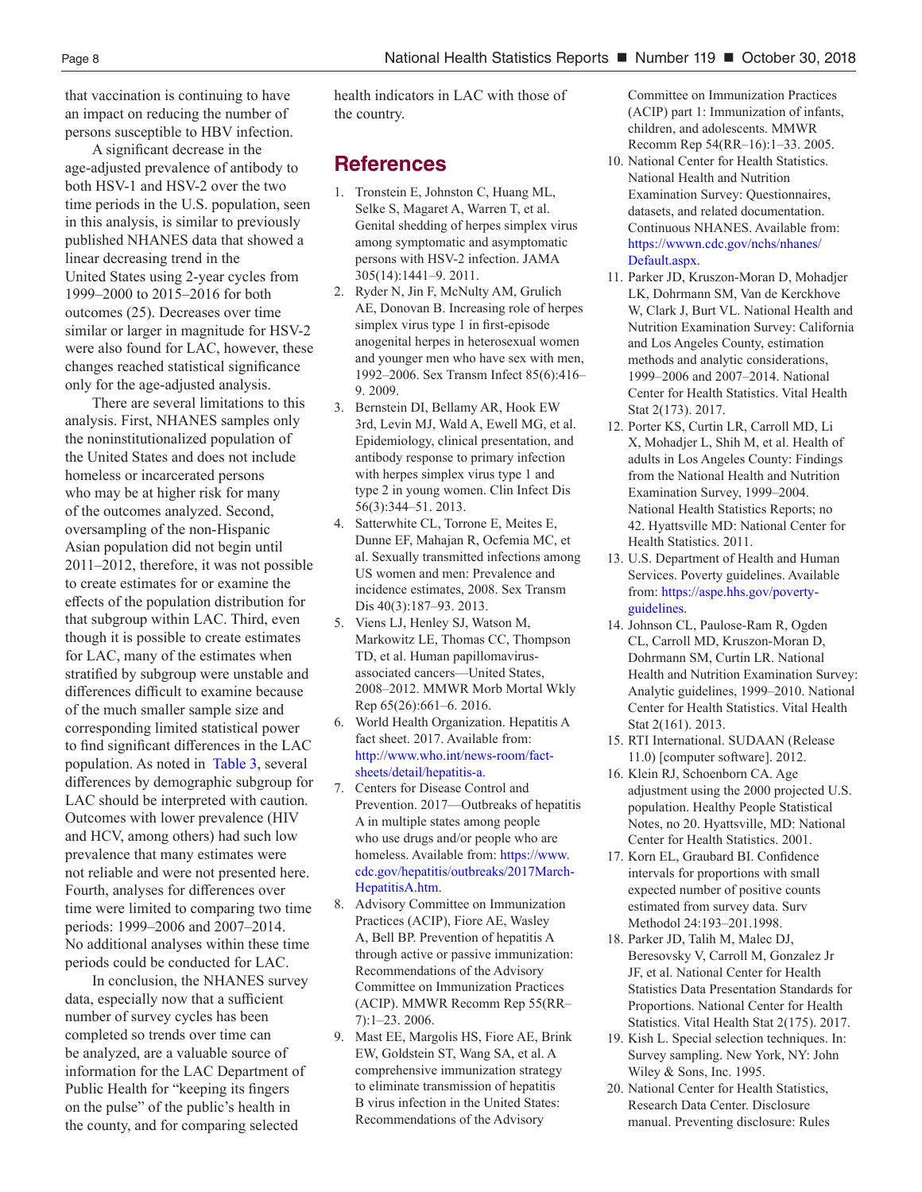that vaccination is continuing to have an impact on reducing the number of persons susceptible to HBV infection.

A significant decrease in the age-adjusted prevalence of antibody to both HSV-1 and HSV-2 over the two time periods in the U.S. population, seen in this analysis, is similar to previously published NHANES data that showed a linear decreasing trend in the United States using 2-year cycles from 1999–2000 to 2015–2016 for both outcomes (25). Decreases over time similar or larger in magnitude for HSV-2 were also found for LAC, however, these changes reached statistical significance only for the age-adjusted analysis.

There are several limitations to this analysis. First, NHANES samples only the noninstitutionalized population of the United States and does not include homeless or incarcerated persons who may be at higher risk for many of the outcomes analyzed. Second, oversampling of the non-Hispanic Asian population did not begin until 2011–2012, therefore, it was not possible to create estimates for or examine the effects of the population distribution for that subgroup within LAC. Third, even though it is possible to create estimates for LAC, many of the estimates when stratified by subgroup were unstable and differences difficult to examine because of the much smaller sample size and corresponding limited statistical power to find significant differences in the LAC population. As noted in Table 3, several differences by demographic subgroup for LAC should be interpreted with caution. Outcomes with lower prevalence (HIV and HCV, among others) had such low prevalence that many estimates were not reliable and were not presented here. Fourth, analyses for differences over time were limited to comparing two time periods: 1999–2006 and 2007–2014. No additional analyses within these time periods could be conducted for LAC.

In conclusion, the NHANES survey data, especially now that a sufficient number of survey cycles has been completed so trends over time can be analyzed, are a valuable source of information for the LAC Department of Public Health for "keeping its fingers on the pulse" of the public's health in the county, and for comparing selected health indicators in LAC with those of the country.

## References

1. Tronstein E, Johnston C, Huang ML, Selke S, Magaret A, Warren T, et al. Genital shedding of herpes simplex virus among symptomatic and asymptomatic persons with HSV-2 infection. JAMA 305(14):1441–9. 2011.
2. Ryder N, Jin F, McNulty AM, Grulich AE, Donovan B. Increasing role of herpes simplex virus type 1 in first-episode anogenital herpes in heterosexual women and younger men who have sex with men, 1992–2006. Sex Transm Infect 85(6):416–9. 2009.
3. Bernstein DI, Bellamy AR, Hook EW 3rd, Levin MJ, Wald A, Ewell MG, et al. Epidemiology, clinical presentation, and antibody response to primary infection with herpes simplex virus type 1 and type 2 in young women. Clin Infect Dis 56(3):344–51. 2013.
4. Satterwhite CL, Torrone E, Meites E, Dunne EF, Mahajan R, Ocfemia MC, et al. Sexually transmitted infections among US women and men: Prevalence and incidence estimates, 2008. Sex Transm Dis 40(3):187–93. 2013.
5. Viens LJ, Henley SJ, Watson M, Markowitz LE, Thomas CC, Thompson TD, et al. Human papillomavirus-associated cancers—United States, 2008–2012. MMWR Morb Mortal Wkly Rep 65(26):661–6. 2016.
6. World Health Organization. Hepatitis A fact sheet. 2017. Available from: http://www.who.int/news-room/fact-sheets/detail/hepatitis-a.
7. Centers for Disease Control and Prevention. 2017—Outbreaks of hepatitis A in multiple states among people who use drugs and/or people who are homeless. Available from: https://www.cdc.gov/hepatitis/outbreaks/2017March-HepatitisA.htm.
8. Advisory Committee on Immunization Practices (ACIP), Fiore AE, Wasley A, Bell BP. Prevention of hepatitis A through active or passive immunization: Recommendations of the Advisory Committee on Immunization Practices (ACIP). MMWR Recomm Rep 55(RR–7):1–23. 2006.
9. Mast EE, Margolis HS, Fiore AE, Brink EW, Goldstein ST, Wang SA, et al. A comprehensive immunization strategy to eliminate transmission of hepatitis B virus infection in the United States: Recommendations of the Advisory Committee on Immunization Practices (ACIP) part 1: Immunization of infants, children, and adolescents. MMWR Recomm Rep 54(RR–16):1–33. 2005.
10. National Center for Health Statistics. National Health and Nutrition Examination Survey: Questionnaires, datasets, and related documentation. Continuous NHANES. Available from: https://wwwn.cdc.gov/nchs/nhanes/Default.aspx.
11. Parker JD, Kruszon-Moran D, Mohadjer LK, Dohrmann SM, Van de Kerckhove W, Clark J, Burt VL. National Health and Nutrition Examination Survey: California and Los Angeles County, estimation methods and analytic considerations, 1999–2006 and 2007–2014. National Center for Health Statistics. Vital Health Stat 2(173). 2017.
12. Porter KS, Curtin LR, Carroll MD, Li X, Mohadjer L, Shih M, et al. Health of adults in Los Angeles County: Findings from the National Health and Nutrition Examination Survey, 1999–2004. National Health Statistics Reports; no 42. Hyattsville MD: National Center for Health Statistics. 2011.
13. U.S. Department of Health and Human Services. Poverty guidelines. Available from: https://aspe.hhs.gov/poverty-guidelines.
14. Johnson CL, Paulose-Ram R, Ogden CL, Carroll MD, Kruszon-Moran D, Dohrmann SM, Curtin LR. National Health and Nutrition Examination Survey: Analytic guidelines, 1999–2010. National Center for Health Statistics. Vital Health Stat 2(161). 2013.
15. RTI International. SUDAAN (Release 11.0) [computer software]. 2012.
16. Klein RJ, Schoenborn CA. Age adjustment using the 2000 projected U.S. population. Healthy People Statistical Notes, no 20. Hyattsville, MD: National Center for Health Statistics. 2001.
17. Korn EL, Graubard BI. Confidence intervals for proportions with small expected number of positive counts estimated from survey data. Surv Methodol 24:193–201.1998.
18. Parker JD, Talih M, Malec DJ, Beresovsky V, Carroll M, Gonzalez Jr JF, et al. National Center for Health Statistics Data Presentation Standards for Proportions. National Center for Health Statistics. Vital Health Stat 2(175). 2017.
19. Kish L. Special selection techniques. In: Survey sampling. New York, NY: John Wiley & Sons, Inc. 1995.
20. National Center for Health Statistics, Research Data Center. Disclosure manual. Preventing disclosure: Rules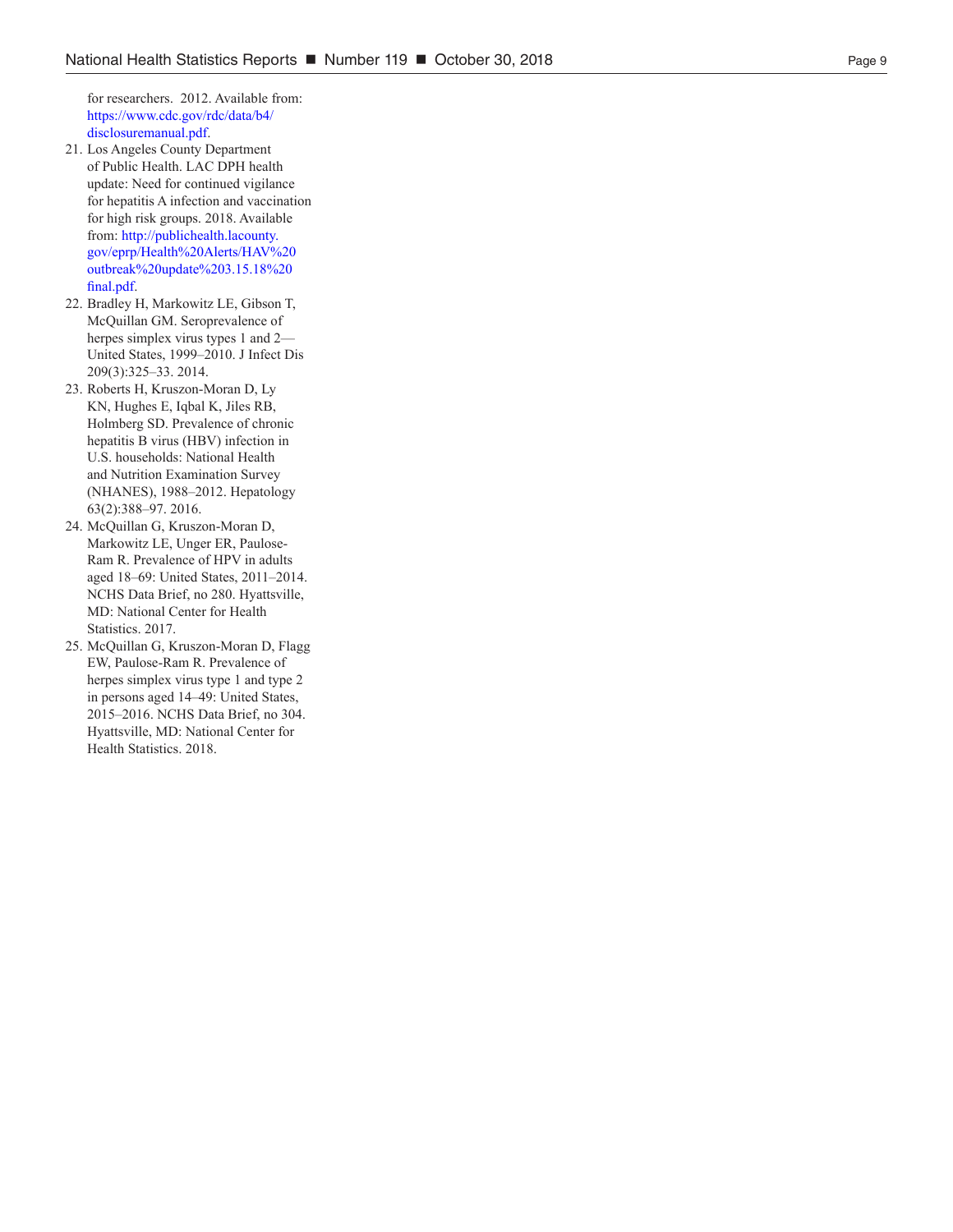for researchers. 2012. Available from: https://www.cdc.gov/rdc/data/b4/disclosuremanual.pdf.

21. Los Angeles County Department of Public Health. LAC DPH health update: Need for continued vigilance for hepatitis A infection and vaccination for high risk groups. 2018. Available from: http://publichealth.lacounty.gov/eprp/Health%20Alerts/HAV%20outbreak%20update%203.15.18%20final.pdf.
22. Bradley H, Markowitz LE, Gibson T, McQuillan GM. Seroprevalence of herpes simplex virus types 1 and 2—United States, 1999–2010. J Infect Dis 209(3):325–33. 2014.
23. Roberts H, Kruszon-Moran D, Ly KN, Hughes E, Iqbal K, Jiles RB, Holmberg SD. Prevalence of chronic hepatitis B virus (HBV) infection in U.S. households: National Health and Nutrition Examination Survey (NHANES), 1988–2012. Hepatology 63(2):388–97. 2016.
24. McQuillan G, Kruszon-Moran D, Markowitz LE, Unger ER, Paulose-Ram R. Prevalence of HPV in adults aged 18–69: United States, 2011–2014. NCHS Data Brief, no 280. Hyattsville, MD: National Center for Health Statistics. 2017.
25. McQuillan G, Kruszon-Moran D, Flagg EW, Paulose-Ram R. Prevalence of herpes simplex virus type 1 and type 2 in persons aged 14–49: United States, 2015–2016. NCHS Data Brief, no 304. Hyattsville, MD: National Center for Health Statistics. 2018.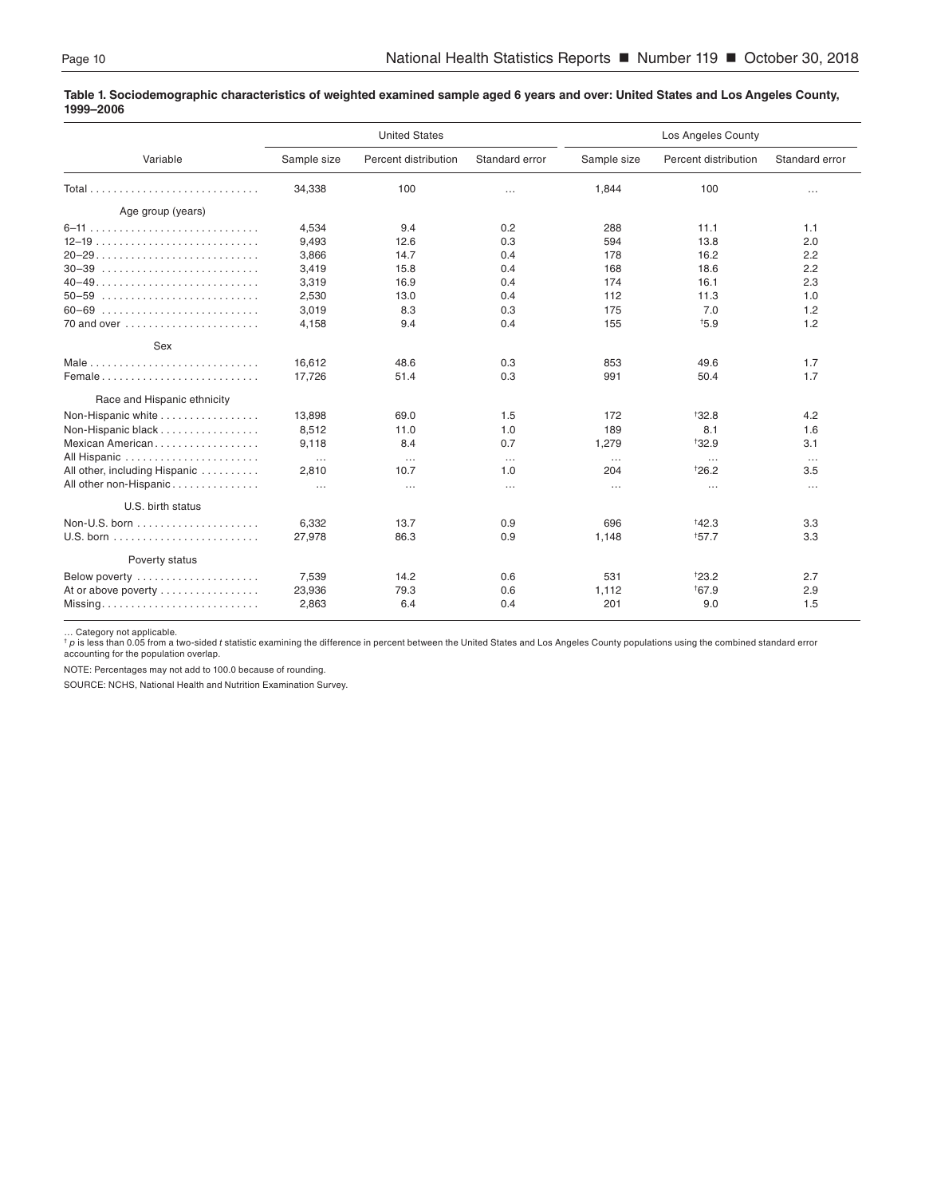**Table 1. Sociodemographic characteristics of weighted examined sample aged 6 years and over: United States and Los Angeles County, 1999–2006**

| Variable | United States | | | Los Angeles County | | |
|---|---|---|---|---|---|---|
| | Sample size | Percent distribution | Standard error | Sample size | Percent distribution | Standard error |
| Total | 34,338 | 100 | … | 1,844 | 100 | … |
| **Age group (years)** | | | | | | |
| 6–11 | 4,534 | 9.4 | 0.2 | 288 | 11.1 | 1.1 |
| 12–19 | 9,493 | 12.6 | 0.3 | 594 | 13.8 | 2.0 |
| 20–29 | 3,866 | 14.7 | 0.4 | 178 | 16.2 | 2.2 |
| 30–39 | 3,419 | 15.8 | 0.4 | 168 | 18.6 | 2.2 |
| 40–49 | 3,319 | 16.9 | 0.4 | 174 | 16.1 | 2.3 |
| 50–59 | 2,530 | 13.0 | 0.4 | 112 | 11.3 | 1.0 |
| 60–69 | 3,019 | 8.3 | 0.3 | 175 | 7.0 | 1.2 |
| 70 and over | 4,158 | 9.4 | 0.4 | 155 | †5.9 | 1.2 |
| **Sex** | | | | | | |
| Male | 16,612 | 48.6 | 0.3 | 853 | 49.6 | 1.7 |
| Female | 17,726 | 51.4 | 0.3 | 991 | 50.4 | 1.7 |
| **Race and Hispanic ethnicity** | | | | | | |
| Non-Hispanic white | 13,898 | 69.0 | 1.5 | 172 | †32.8 | 4.2 |
| Non-Hispanic black | 8,512 | 11.0 | 1.0 | 189 | 8.1 | 1.6 |
| Mexican American | 9,118 | 8.4 | 0.7 | 1,279 | †32.9 | 3.1 |
| All Hispanic | … | … | … | … | … | … |
| All other, including Hispanic | 2,810 | 10.7 | 1.0 | 204 | †26.2 | 3.5 |
| All other non-Hispanic | … | … | … | … | … | … |
| **U.S. birth status** | | | | | | |
| Non-U.S. born | 6,332 | 13.7 | 0.9 | 696 | †42.3 | 3.3 |
| U.S. born | 27,978 | 86.3 | 0.9 | 1,148 | †57.7 | 3.3 |
| **Poverty status** | | | | | | |
| Below poverty | 7,539 | 14.2 | 0.6 | 531 | †23.2 | 2.7 |
| At or above poverty | 23,936 | 79.3 | 0.6 | 1,112 | †67.9 | 2.9 |
| Missing | 2,863 | 6.4 | 0.4 | 201 | 9.0 | 1.5 |

… Category not applicable.

† *p* is less than 0.05 from a two-sided *t* statistic examining the difference in percent between the United States and Los Angeles County populations using the combined standard error accounting for the population overlap.

NOTE: Percentages may not add to 100.0 because of rounding.

SOURCE: NCHS, National Health and Nutrition Examination Survey.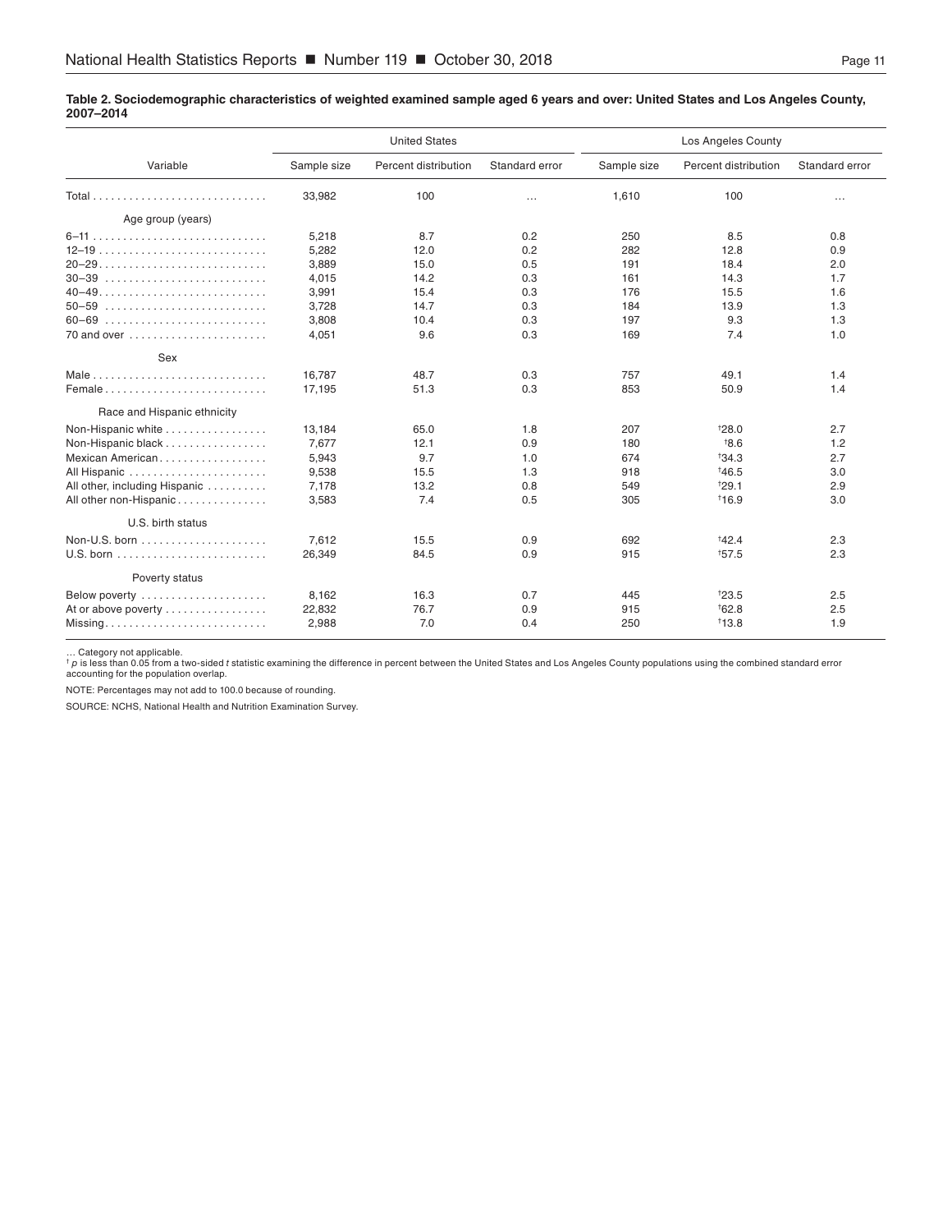**Table 2. Sociodemographic characteristics of weighted examined sample aged 6 years and over: United States and Los Angeles County, 2007–2014**

| Variable | United States | | | Los Angeles County | | |
|---|---|---|---|---|---|---|
| | Sample size | Percent distribution | Standard error | Sample size | Percent distribution | Standard error |
| Total | 33,982 | 100 | … | 1,610 | 100 | … |
| **Age group (years)** | | | | | | |
| 6–11 | 5,218 | 8.7 | 0.2 | 250 | 8.5 | 0.8 |
| 12–19 | 5,282 | 12.0 | 0.2 | 282 | 12.8 | 0.9 |
| 20–29 | 3,889 | 15.0 | 0.5 | 191 | 18.4 | 2.0 |
| 30–39 | 4,015 | 14.2 | 0.3 | 161 | 14.3 | 1.7 |
| 40–49 | 3,991 | 15.4 | 0.3 | 176 | 15.5 | 1.6 |
| 50–59 | 3,728 | 14.7 | 0.3 | 184 | 13.9 | 1.3 |
| 60–69 | 3,808 | 10.4 | 0.3 | 197 | 9.3 | 1.3 |
| 70 and over | 4,051 | 9.6 | 0.3 | 169 | 7.4 | 1.0 |
| **Sex** | | | | | | |
| Male | 16,787 | 48.7 | 0.3 | 757 | 49.1 | 1.4 |
| Female | 17,195 | 51.3 | 0.3 | 853 | 50.9 | 1.4 |
| **Race and Hispanic ethnicity** | | | | | | |
| Non-Hispanic white | 13,184 | 65.0 | 1.8 | 207 | †28.0 | 2.7 |
| Non-Hispanic black | 7,677 | 12.1 | 0.9 | 180 | †8.6 | 1.2 |
| Mexican American | 5,943 | 9.7 | 1.0 | 674 | †34.3 | 2.7 |
| All Hispanic | 9,538 | 15.5 | 1.3 | 918 | †46.5 | 3.0 |
| All other, including Hispanic | 7,178 | 13.2 | 0.8 | 549 | †29.1 | 2.9 |
| All other non-Hispanic | 3,583 | 7.4 | 0.5 | 305 | †16.9 | 3.0 |
| **U.S. birth status** | | | | | | |
| Non-U.S. born | 7,612 | 15.5 | 0.9 | 692 | †42.4 | 2.3 |
| U.S. born | 26,349 | 84.5 | 0.9 | 915 | †57.5 | 2.3 |
| **Poverty status** | | | | | | |
| Below poverty | 8,162 | 16.3 | 0.7 | 445 | †23.5 | 2.5 |
| At or above poverty | 22,832 | 76.7 | 0.9 | 915 | †62.8 | 2.5 |
| Missing | 2,988 | 7.0 | 0.4 | 250 | †13.8 | 1.9 |

… Category not applicable.
† *p* is less than 0.05 from a two-sided *t* statistic examining the difference in percent between the United States and Los Angeles County populations using the combined standard error accounting for the population overlap.

NOTE: Percentages may not add to 100.0 because of rounding.

SOURCE: NCHS, National Health and Nutrition Examination Survey.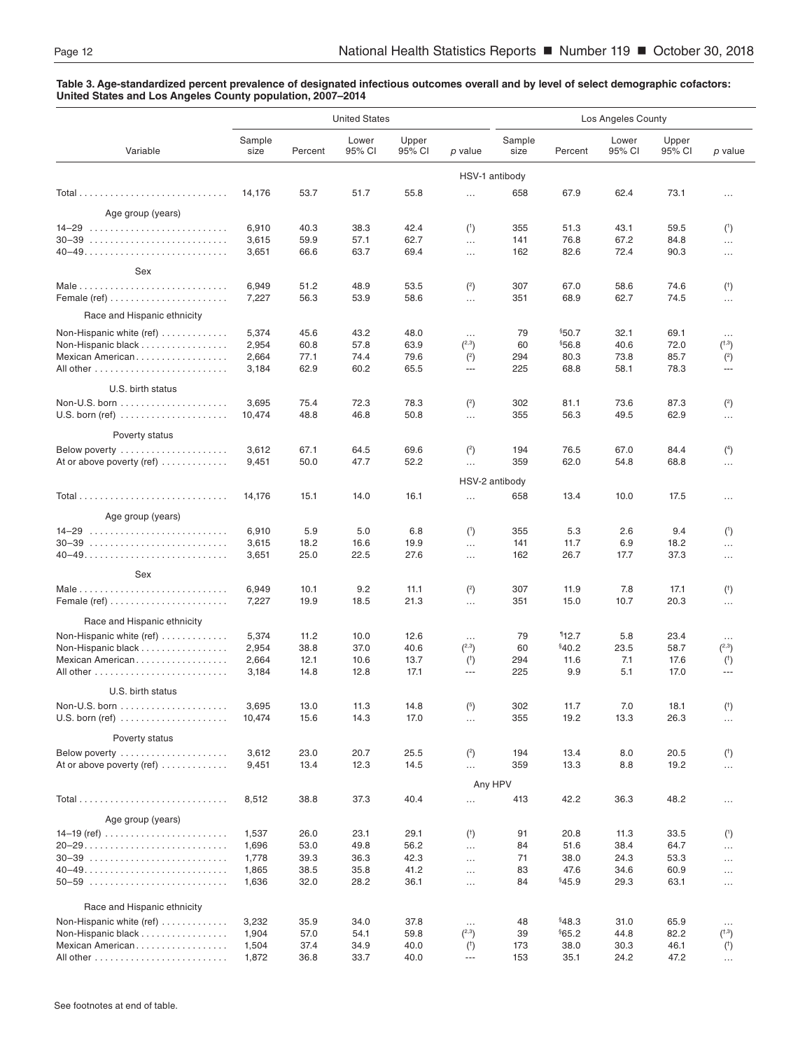**Table 3. Age-standardized percent prevalence of designated infectious outcomes overall and by level of select demographic cofactors: United States and Los Angeles County population, 2007–2014**

| Variable | United States | | | | | Los Angeles County | | | | |
|---|---|---|---|---|---|---|---|---|---|---|
| | Sample size | Percent | Lower 95% CI | Upper 95% CI | p value | Sample size | Percent | Lower 95% CI | Upper 95% CI | p value |
| **HSV-1 antibody** | | | | | | | | | | |
| Total | 14,176 | 53.7 | 51.7 | 55.8 | … | 658 | 67.9 | 62.4 | 73.1 | … |
| Age group (years) | | | | | | | | | | |
| 14–29 | 6,910 | 40.3 | 38.3 | 42.4 | (1) | 355 | 51.3 | 43.1 | 59.5 | (1) |
| 30–39 | 3,615 | 59.9 | 57.1 | 62.7 | … | 141 | 76.8 | 67.2 | 84.8 | … |
| 40–49 | 3,651 | 66.6 | 63.7 | 69.4 | … | 162 | 82.6 | 72.4 | 90.3 | … |
| Sex | | | | | | | | | | |
| Male | 6,949 | 51.2 | 48.9 | 53.5 | (2) | 307 | 67.0 | 58.6 | 74.6 | (†) |
| Female (ref) | 7,227 | 56.3 | 53.9 | 58.6 | … | 351 | 68.9 | 62.7 | 74.5 | … |
| Race and Hispanic ethnicity | | | | | | | | | | |
| Non-Hispanic white (ref) | 5,374 | 45.6 | 43.2 | 48.0 | … | 79 | §50.7 | 32.1 | 69.1 | … |
| Non-Hispanic black | 2,954 | 60.8 | 57.8 | 63.9 | (2,3) | 60 | §56.8 | 40.6 | 72.0 | (1,3) |
| Mexican American | 2,664 | 77.1 | 74.4 | 79.6 | (2) | 294 | 80.3 | 73.8 | 85.7 | (2) |
| All other | 3,184 | 62.9 | 60.2 | 65.5 | --- | 225 | 68.8 | 58.1 | 78.3 | --- |
| U.S. birth status | | | | | | | | | | |
| Non-U.S. born | 3,695 | 75.4 | 72.3 | 78.3 | (2) | 302 | 81.1 | 73.6 | 87.3 | (2) |
| U.S. born (ref) | 10,474 | 48.8 | 46.8 | 50.8 | … | 355 | 56.3 | 49.5 | 62.9 | … |
| Poverty status | | | | | | | | | | |
| Below poverty | 3,612 | 67.1 | 64.5 | 69.6 | (2) | 194 | 76.5 | 67.0 | 84.4 | (4) |
| At or above poverty (ref) | 9,451 | 50.0 | 47.7 | 52.2 | … | 359 | 62.0 | 54.8 | 68.8 | … |
| **HSV-2 antibody** | | | | | | | | | | |
| Total | 14,176 | 15.1 | 14.0 | 16.1 | … | 658 | 13.4 | 10.0 | 17.5 | … |
| Age group (years) | | | | | | | | | | |
| 14–29 | 6,910 | 5.9 | 5.0 | 6.8 | (1) | 355 | 5.3 | 2.6 | 9.4 | (1) |
| 30–39 | 3,615 | 18.2 | 16.6 | 19.9 | … | 141 | 11.7 | 6.9 | 18.2 | … |
| 40–49 | 3,651 | 25.0 | 22.5 | 27.6 | … | 162 | 26.7 | 17.7 | 37.3 | … |
| Sex | | | | | | | | | | |
| Male | 6,949 | 10.1 | 9.2 | 11.1 | (2) | 307 | 11.9 | 7.8 | 17.1 | (†) |
| Female (ref) | 7,227 | 19.9 | 18.5 | 21.3 | … | 351 | 15.0 | 10.7 | 20.3 | … |
| Race and Hispanic ethnicity | | | | | | | | | | |
| Non-Hispanic white (ref) | 5,374 | 11.2 | 10.0 | 12.6 | … | 79 | ¶12.7 | 5.8 | 23.4 | … |
| Non-Hispanic black | 2,954 | 38.8 | 37.0 | 40.6 | (2,3) | 60 | §40.2 | 23.5 | 58.7 | (2,3) |
| Mexican American | 2,664 | 12.1 | 10.6 | 13.7 | (†) | 294 | 11.6 | 7.1 | 17.6 | (†) |
| All other | 3,184 | 14.8 | 12.8 | 17.1 | --- | 225 | 9.9 | 5.1 | 17.0 | --- |
| U.S. birth status | | | | | | | | | | |
| Non-U.S. born | 3,695 | 13.0 | 11.3 | 14.8 | (5) | 302 | 11.7 | 7.0 | 18.1 | (†) |
| U.S. born (ref) | 10,474 | 15.6 | 14.3 | 17.0 | … | 355 | 19.2 | 13.3 | 26.3 | … |
| Poverty status | | | | | | | | | | |
| Below poverty | 3,612 | 23.0 | 20.7 | 25.5 | (2) | 194 | 13.4 | 8.0 | 20.5 | (†) |
| At or above poverty (ref) | 9,451 | 13.4 | 12.3 | 14.5 | … | 359 | 13.3 | 8.8 | 19.2 | … |
| **Any HPV** | | | | | | | | | | |
| Total | 8,512 | 38.8 | 37.3 | 40.4 | … | 413 | 42.2 | 36.3 | 48.2 | … |
| Age group (years) | | | | | | | | | | |
| 14–19 (ref) | 1,537 | 26.0 | 23.1 | 29.1 | (†) | 91 | 20.8 | 11.3 | 33.5 | (1) |
| 20–29 | 1,696 | 53.0 | 49.8 | 56.2 | … | 84 | 51.6 | 38.4 | 64.7 | … |
| 30–39 | 1,778 | 39.3 | 36.3 | 42.3 | … | 71 | 38.0 | 24.3 | 53.3 | … |
| 40–49 | 1,865 | 38.5 | 35.8 | 41.2 | … | 83 | 47.6 | 34.6 | 60.9 | … |
| 50–59 | 1,636 | 32.0 | 28.2 | 36.1 | … | 84 | §45.9 | 29.3 | 63.1 | … |
| Race and Hispanic ethnicity | | | | | | | | | | |
| Non-Hispanic white (ref) | 3,232 | 35.9 | 34.0 | 37.8 | … | 48 | §48.3 | 31.0 | 65.9 | … |
| Non-Hispanic black | 1,904 | 57.0 | 54.1 | 59.8 | (2,3) | 39 | §65.2 | 44.8 | 82.2 | (1,3) |
| Mexican American | 1,504 | 37.4 | 34.9 | 40.0 | (†) | 173 | 38.0 | 30.3 | 46.1 | (†) |
| All other | 1,872 | 36.8 | 33.7 | 40.0 | --- | 153 | 35.1 | 24.2 | 47.2 | … |

See footnotes at end of table.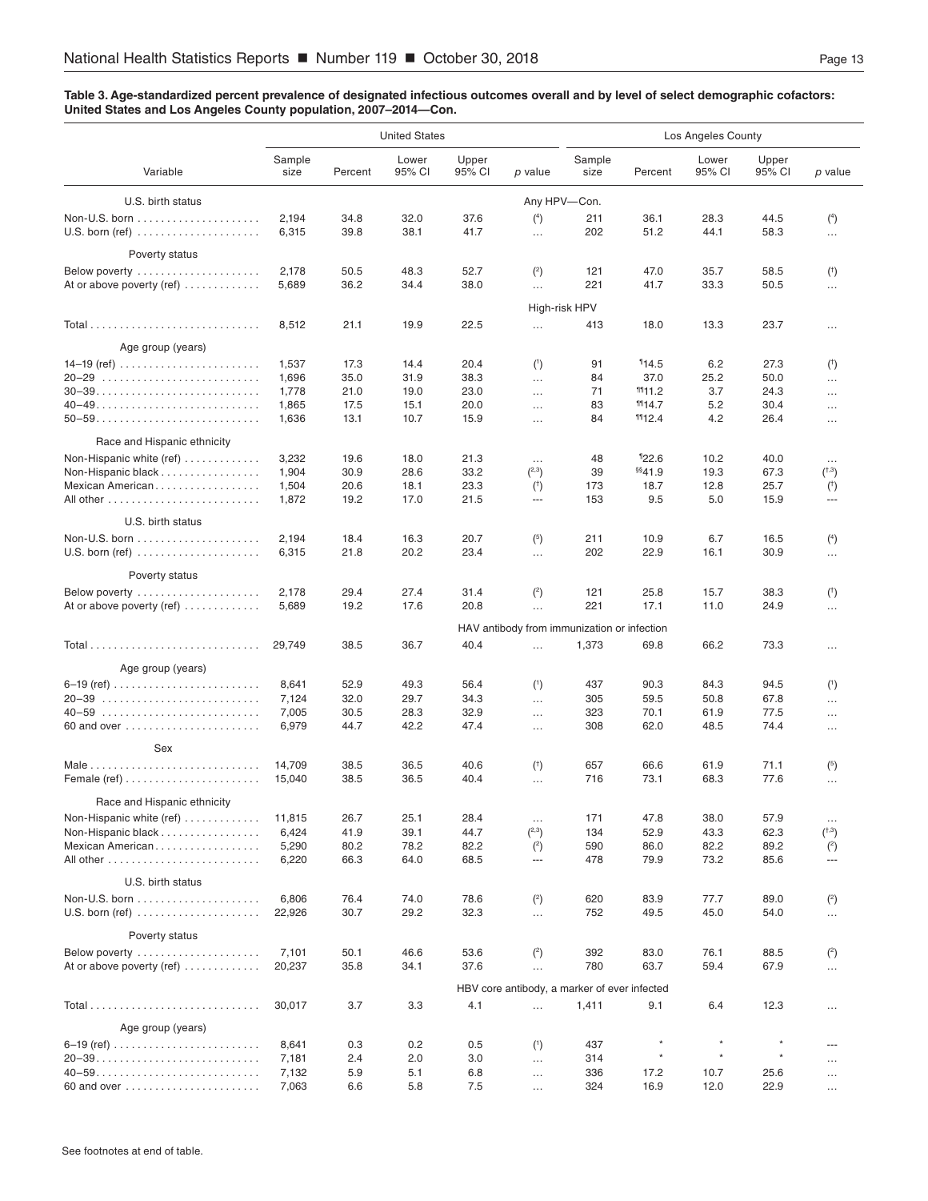**Table 3. Age-standardized percent prevalence of designated infectious outcomes overall and by level of select demographic cofactors: United States and Los Angeles County population, 2007–2014—Con.**

| Variable | United States | | | | | Los Angeles County | | | | |
|---|---|---|---|---|---|---|---|---|---|---|
| | Sample size | Percent | Lower 95% CI | Upper 95% CI | p value | Sample size | Percent | Lower 95% CI | Upper 95% CI | p value |
| | | | | | Any HPV—Con. | | | | | |
| **U.S. birth status** | | | | | | | | | | |
| Non-U.S. born | 2,194 | 34.8 | 32.0 | 37.6 | (4) | 211 | 36.1 | 28.3 | 44.5 | (4) |
| U.S. born (ref) | 6,315 | 39.8 | 38.1 | 41.7 | … | 202 | 51.2 | 44.1 | 58.3 | … |
| **Poverty status** | | | | | | | | | | |
| Below poverty | 2,178 | 50.5 | 48.3 | 52.7 | (2) | 121 | 47.0 | 35.7 | 58.5 | (†) |
| At or above poverty (ref) | 5,689 | 36.2 | 34.4 | 38.0 | … | 221 | 41.7 | 33.3 | 50.5 | … |
| | | | | | High-risk HPV | | | | | |
| Total | 8,512 | 21.1 | 19.9 | 22.5 | … | 413 | 18.0 | 13.3 | 23.7 | … |
| **Age group (years)** | | | | | | | | | | |
| 14–19 (ref) | 1,537 | 17.3 | 14.4 | 20.4 | (1) | 91 | ¶14.5 | 6.2 | 27.3 | (†) |
| 20–29 | 1,696 | 35.0 | 31.9 | 38.3 | … | 84 | 37.0 | 25.2 | 50.0 | … |
| 30–39 | 1,778 | 21.0 | 19.0 | 23.0 | … | 71 | ¶¶11.2 | 3.7 | 24.3 | … |
| 40–49 | 1,865 | 17.5 | 15.1 | 20.0 | … | 83 | ¶¶14.7 | 5.2 | 30.4 | … |
| 50–59 | 1,636 | 13.1 | 10.7 | 15.9 | … | 84 | ¶¶12.4 | 4.2 | 26.4 | … |
| **Race and Hispanic ethnicity** | | | | | | | | | | |
| Non-Hispanic white (ref) | 3,232 | 19.6 | 18.0 | 21.3 | … | 48 | ¶22.6 | 10.2 | 40.0 | … |
| Non-Hispanic black | 1,904 | 30.9 | 28.6 | 33.2 | (2,3) | 39 | §§41.9 | 19.3 | 67.3 | (†,3) |
| Mexican American | 1,504 | 20.6 | 18.1 | 23.3 | (†) | 173 | 18.7 | 12.8 | 25.7 | (†) |
| All other | 1,872 | 19.2 | 17.0 | 21.5 | --- | 153 | 9.5 | 5.0 | 15.9 | --- |
| **U.S. birth status** | | | | | | | | | | |
| Non-U.S. born | 2,194 | 18.4 | 16.3 | 20.7 | (5) | 211 | 10.9 | 6.7 | 16.5 | (4) |
| U.S. born (ref) | 6,315 | 21.8 | 20.2 | 23.4 | … | 202 | 22.9 | 16.1 | 30.9 | … |
| **Poverty status** | | | | | | | | | | |
| Below poverty | 2,178 | 29.4 | 27.4 | 31.4 | (2) | 121 | 25.8 | 15.7 | 38.3 | (†) |
| At or above poverty (ref) | 5,689 | 19.2 | 17.6 | 20.8 | … | 221 | 17.1 | 11.0 | 24.9 | … |
| | | | | | HAV antibody from immunization or infection | | | | | |
| Total | 29,749 | 38.5 | 36.7 | 40.4 | … | 1,373 | 69.8 | 66.2 | 73.3 | … |
| **Age group (years)** | | | | | | | | | | |
| 6–19 (ref) | 8,641 | 52.9 | 49.3 | 56.4 | (1) | 437 | 90.3 | 84.3 | 94.5 | (1) |
| 20–39 | 7,124 | 32.0 | 29.7 | 34.3 | … | 305 | 59.5 | 50.8 | 67.8 | … |
| 40–59 | 7,005 | 30.5 | 28.3 | 32.9 | … | 323 | 70.1 | 61.9 | 77.5 | … |
| 60 and over | 6,979 | 44.7 | 42.2 | 47.4 | … | 308 | 62.0 | 48.5 | 74.4 | … |
| **Sex** | | | | | | | | | | |
| Male | 14,709 | 38.5 | 36.5 | 40.6 | (†) | 657 | 66.6 | 61.9 | 71.1 | (5) |
| Female (ref) | 15,040 | 38.5 | 36.5 | 40.4 | … | 716 | 73.1 | 68.3 | 77.6 | … |
| **Race and Hispanic ethnicity** | | | | | | | | | | |
| Non-Hispanic white (ref) | 11,815 | 26.7 | 25.1 | 28.4 | … | 171 | 47.8 | 38.0 | 57.9 | … |
| Non-Hispanic black | 6,424 | 41.9 | 39.1 | 44.7 | (2,3) | 134 | 52.9 | 43.3 | 62.3 | (†,3) |
| Mexican American | 5,290 | 80.2 | 78.2 | 82.2 | (2) | 590 | 86.0 | 82.2 | 89.2 | (2) |
| All other | 6,220 | 66.3 | 64.0 | 68.5 | --- | 478 | 79.9 | 73.2 | 85.6 | --- |
| **U.S. birth status** | | | | | | | | | | |
| Non-U.S. born | 6,806 | 76.4 | 74.0 | 78.6 | (2) | 620 | 83.9 | 77.7 | 89.0 | (2) |
| U.S. born (ref) | 22,926 | 30.7 | 29.2 | 32.3 | … | 752 | 49.5 | 45.0 | 54.0 | … |
| **Poverty status** | | | | | | | | | | |
| Below poverty | 7,101 | 50.1 | 46.6 | 53.6 | (2) | 392 | 83.0 | 76.1 | 88.5 | (2) |
| At or above poverty (ref) | 20,237 | 35.8 | 34.1 | 37.6 | … | 780 | 63.7 | 59.4 | 67.9 | … |
| | | | | | HBV core antibody, a marker of ever infected | | | | | |
| Total | 30,017 | 3.7 | 3.3 | 4.1 | … | 1,411 | 9.1 | 6.4 | 12.3 | … |
| **Age group (years)** | | | | | | | | | | |
| 6–19 (ref) | 8,641 | 0.3 | 0.2 | 0.5 | (1) | 437 | * | * | * | --- |
| 20–39 | 7,181 | 2.4 | 2.0 | 3.0 | … | 314 | * | * | * | … |
| 40–59 | 7,132 | 5.9 | 5.1 | 6.8 | … | 336 | 17.2 | 10.7 | 25.6 | … |
| 60 and over | 7,063 | 6.6 | 5.8 | 7.5 | … | 324 | 16.9 | 12.0 | 22.9 | … |

See footnotes at end of table.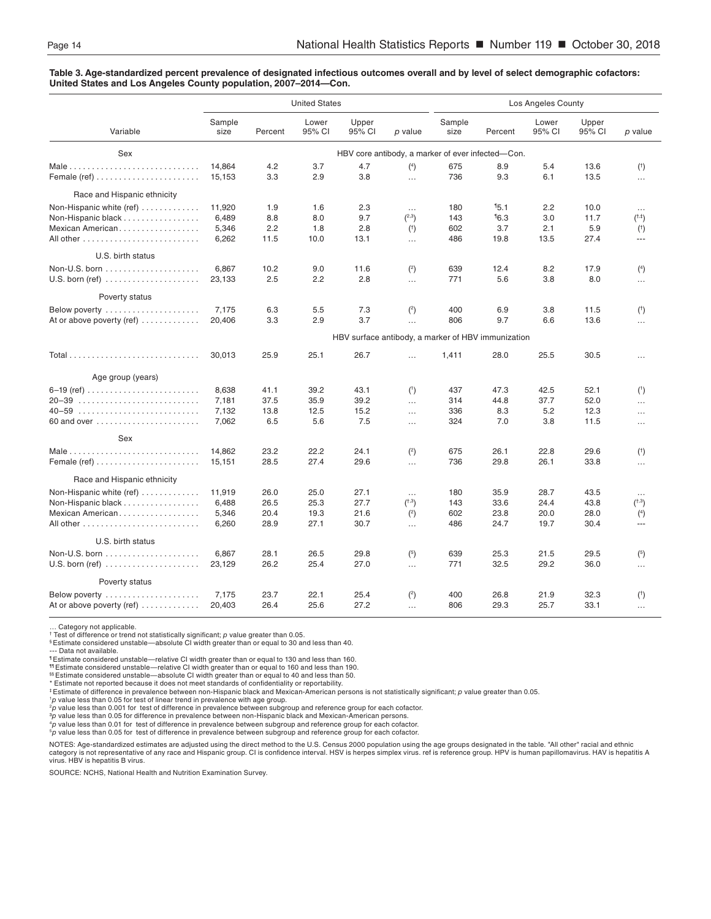**Table 3. Age-standardized percent prevalence of designated infectious outcomes overall and by level of select demographic cofactors: United States and Los Angeles County population, 2007–2014—Con.**

| Variable | United States | | | | | Los Angeles County | | | | |
|---|---|---|---|---|---|---|---|---|---|---|
| | Sample size | Percent | Lower 95% CI | Upper 95% CI | *p* value | Sample size | Percent | Lower 95% CI | Upper 95% CI | *p* value |
| **Sex** | HBV core antibody, a marker of ever infected—Con. | | | | | | | | | |
| Male | 14,864 | 4.2 | 3.7 | 4.7 | (4) | 675 | 8.9 | 5.4 | 13.6 | (†) |
| Female (ref) | 15,153 | 3.3 | 2.9 | 3.8 | … | 736 | 9.3 | 6.1 | 13.5 | … |
| **Race and Hispanic ethnicity** | | | | | | | | | | |
| Non-Hispanic white (ref) | 11,920 | 1.9 | 1.6 | 2.3 | … | 180 | ¶5.1 | 2.2 | 10.0 | … |
| Non-Hispanic black | 6,489 | 8.8 | 8.0 | 9.7 | (2,3) | 143 | ¶6.3 | 3.0 | 11.7 | (†,‡) |
| Mexican American | 5,346 | 2.2 | 1.8 | 2.8 | (†) | 602 | 3.7 | 2.1 | 5.9 | (†) |
| All other | 6,262 | 11.5 | 10.0 | 13.1 | … | 486 | 19.8 | 13.5 | 27.4 | --- |
| **U.S. birth status** | | | | | | | | | | |
| Non-U.S. born | 6,867 | 10.2 | 9.0 | 11.6 | (2) | 639 | 12.4 | 8.2 | 17.9 | (4) |
| U.S. born (ref) | 23,133 | 2.5 | 2.2 | 2.8 | … | 771 | 5.6 | 3.8 | 8.0 | … |
| **Poverty status** | | | | | | | | | | |
| Below poverty | 7,175 | 6.3 | 5.5 | 7.3 | (2) | 400 | 6.9 | 3.8 | 11.5 | (†) |
| At or above poverty (ref) | 20,406 | 3.3 | 2.9 | 3.7 | … | 806 | 9.7 | 6.6 | 13.6 | … |
| | HBV surface antibody, a marker of HBV immunization | | | | | | | | | |
| Total | 30,013 | 25.9 | 25.1 | 26.7 | … | 1,411 | 28.0 | 25.5 | 30.5 | … |
| **Age group (years)** | | | | | | | | | | |
| 6–19 (ref) | 8,638 | 41.1 | 39.2 | 43.1 | (1) | 437 | 47.3 | 42.5 | 52.1 | (1) |
| 20–39 | 7,181 | 37.5 | 35.9 | 39.2 | … | 314 | 44.8 | 37.7 | 52.0 | … |
| 40–59 | 7,132 | 13.8 | 12.5 | 15.2 | … | 336 | 8.3 | 5.2 | 12.3 | … |
| 60 and over | 7,062 | 6.5 | 5.6 | 7.5 | … | 324 | 7.0 | 3.8 | 11.5 | … |
| **Sex** | | | | | | | | | | |
| Male | 14,862 | 23.2 | 22.2 | 24.1 | (2) | 675 | 26.1 | 22.8 | 29.6 | (†) |
| Female (ref) | 15,151 | 28.5 | 27.4 | 29.6 | … | 736 | 29.8 | 26.1 | 33.8 | … |
| **Race and Hispanic ethnicity** | | | | | | | | | | |
| Non-Hispanic white (ref) | 11,919 | 26.0 | 25.0 | 27.1 | … | 180 | 35.9 | 28.7 | 43.5 | … |
| Non-Hispanic black | 6,488 | 26.5 | 25.3 | 27.7 | (†,3) | 143 | 33.6 | 24.4 | 43.8 | (†,3) |
| Mexican American | 5,346 | 20.4 | 19.3 | 21.6 | (2) | 602 | 23.8 | 20.0 | 28.0 | (4) |
| All other | 6,260 | 28.9 | 27.1 | 30.7 | … | 486 | 24.7 | 19.7 | 30.4 | --- |
| **U.S. birth status** | | | | | | | | | | |
| Non-U.S. born | 6,867 | 28.1 | 26.5 | 29.8 | (5) | 639 | 25.3 | 21.5 | 29.5 | (5) |
| U.S. born (ref) | 23,129 | 26.2 | 25.4 | 27.0 | … | 771 | 32.5 | 29.2 | 36.0 | … |
| **Poverty status** | | | | | | | | | | |
| Below poverty | 7,175 | 23.7 | 22.1 | 25.4 | (2) | 400 | 26.8 | 21.9 | 32.3 | (†) |
| At or above poverty (ref) | 20,403 | 26.4 | 25.6 | 27.2 | … | 806 | 29.3 | 25.7 | 33.1 | … |

… Category not applicable.
† Test of difference or trend not statistically significant; *p* value greater than 0.05.
§ Estimate considered unstable—absolute CI width greater than or equal to 30 and less than 40.
--- Data not available.
¶ Estimate considered unstable—relative CI width greater than or equal to 130 and less than 160.
¶¶ Estimate considered unstable—relative CI width greater than or equal to 160 and less than 190.
§§ Estimate considered unstable—absolute CI width greater than or equal to 40 and less than 50.
* Estimate not reported because it does not meet standards of confidentiality or reportability.
‡ Estimate of difference in prevalence between non-Hispanic black and Mexican-American persons is not statistically significant; *p* value greater than 0.05.
1 *p* value less than 0.05 for test of linear trend in prevalence with age group.
2 *p* value less than 0.001 for test of difference in prevalence between subgroup and reference group for each cofactor.
3 *p* value less than 0.05 for difference in prevalence between non-Hispanic black and Mexican-American persons.
4 *p* value less than 0.01 for test of difference in prevalence between subgroup and reference group for each cofactor.
5 *p* value less than 0.05 for test of difference in prevalence between subgroup and reference group for each cofactor.

NOTES: Age-standardized estimates are adjusted using the direct method to the U.S. Census 2000 population using the age groups designated in the table. "All other" racial and ethnic category is not representative of any race and Hispanic group. CI is confidence interval. HSV is herpes simplex virus. ref is reference group. HPV is human papillomavirus. HAV is hepatitis A virus. HBV is hepatitis B virus.

SOURCE: NCHS, National Health and Nutrition Examination Survey.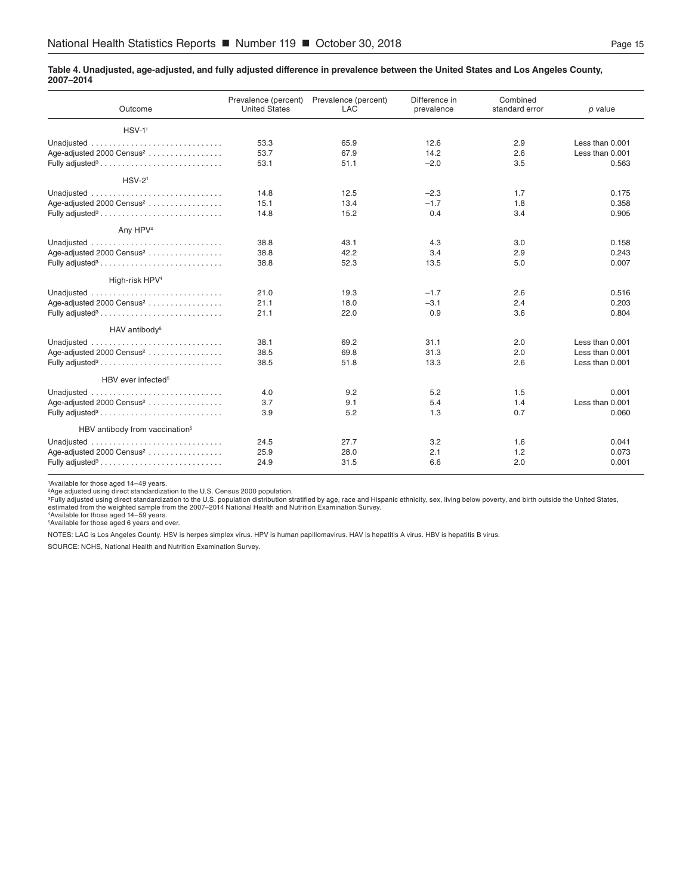**Table 4. Unadjusted, age-adjusted, and fully adjusted difference in prevalence between the United States and Los Angeles County, 2007–2014**

| Outcome | Prevalence (percent) United States | Prevalence (percent) LAC | Difference in prevalence | Combined standard error | *p* value |
|---|---|---|---|---|---|
| HSV-1[1] | | | | | |
| Unadjusted | 53.3 | 65.9 | 12.6 | 2.9 | Less than 0.001 |
| Age-adjusted 2000 Census[2] | 53.7 | 67.9 | 14.2 | 2.6 | Less than 0.001 |
| Fully adjusted[3] | 53.1 | 51.1 | –2.0 | 3.5 | 0.563 |
| HSV-2[1] | | | | | |
| Unadjusted | 14.8 | 12.5 | –2.3 | 1.7 | 0.175 |
| Age-adjusted 2000 Census[2] | 15.1 | 13.4 | –1.7 | 1.8 | 0.358 |
| Fully adjusted[3] | 14.8 | 15.2 | 0.4 | 3.4 | 0.905 |
| Any HPV[4] | | | | | |
| Unadjusted | 38.8 | 43.1 | 4.3 | 3.0 | 0.158 |
| Age-adjusted 2000 Census[2] | 38.8 | 42.2 | 3.4 | 2.9 | 0.243 |
| Fully adjusted[3] | 38.8 | 52.3 | 13.5 | 5.0 | 0.007 |
| High-risk HPV[4] | | | | | |
| Unadjusted | 21.0 | 19.3 | –1.7 | 2.6 | 0.516 |
| Age-adjusted 2000 Census[2] | 21.1 | 18.0 | –3.1 | 2.4 | 0.203 |
| Fully adjusted[3] | 21.1 | 22.0 | 0.9 | 3.6 | 0.804 |
| HAV antibody[5] | | | | | |
| Unadjusted | 38.1 | 69.2 | 31.1 | 2.0 | Less than 0.001 |
| Age-adjusted 2000 Census[2] | 38.5 | 69.8 | 31.3 | 2.0 | Less than 0.001 |
| Fully adjusted[3] | 38.5 | 51.8 | 13.3 | 2.6 | Less than 0.001 |
| HBV ever infected[5] | | | | | |
| Unadjusted | 4.0 | 9.2 | 5.2 | 1.5 | 0.001 |
| Age-adjusted 2000 Census[2] | 3.7 | 9.1 | 5.4 | 1.4 | Less than 0.001 |
| Fully adjusted[3] | 3.9 | 5.2 | 1.3 | 0.7 | 0.060 |
| HBV antibody from vaccination[5] | | | | | |
| Unadjusted | 24.5 | 27.7 | 3.2 | 1.6 | 0.041 |
| Age-adjusted 2000 Census[2] | 25.9 | 28.0 | 2.1 | 1.2 | 0.073 |
| Fully adjusted[3] | 24.9 | 31.5 | 6.6 | 2.0 | 0.001 |

[1]Available for those aged 14–49 years.
[2]Age adjusted using direct standardization to the U.S. Census 2000 population.
[3]Fully adjusted using direct standardization to the U.S. population distribution stratified by age, race and Hispanic ethnicity, sex, living below poverty, and birth outside the United States, estimated from the weighted sample from the 2007–2014 National Health and Nutrition Examination Survey.
[4]Available for those aged 14–59 years.
[5]Available for those aged 6 years and over.

NOTES: LAC is Los Angeles County. HSV is herpes simplex virus. HPV is human papillomavirus. HAV is hepatitis A virus. HBV is hepatitis B virus.

SOURCE: NCHS, National Health and Nutrition Examination Survey.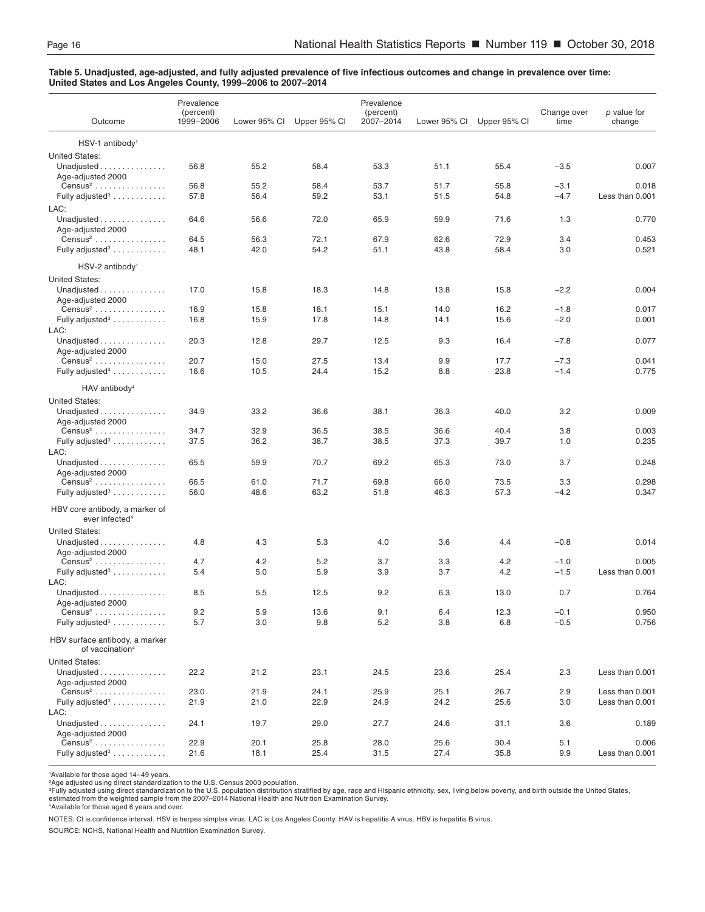**Table 5. Unadjusted, age-adjusted, and fully adjusted prevalence of five infectious outcomes and change in prevalence over time: United States and Los Angeles County, 1999–2006 to 2007–2014**

| Outcome | Prevalence (percent) 1999–2006 | Lower 95% CI | Upper 95% CI | Prevalence (percent) 2007–2014 | Lower 95% CI | Upper 95% CI | Change over time | *p* value for change |
|---|---|---|---|---|---|---|---|---|
| **HSV-1 antibody[1]** | | | | | | | | |
| United States: | | | | | | | | |
| Unadjusted | 56.8 | 55.2 | 58.4 | 53.3 | 51.1 | 55.4 | −3.5 | 0.007 |
| Age-adjusted 2000 Census[2] | 56.8 | 55.2 | 58.4 | 53.7 | 51.7 | 55.8 | −3.1 | 0.018 |
| Fully adjusted[3] | 57.8 | 56.4 | 59.2 | 53.1 | 51.5 | 54.8 | −4.7 | Less than 0.001 |
| LAC: | | | | | | | | |
| Unadjusted | 64.6 | 56.6 | 72.0 | 65.9 | 59.9 | 71.6 | 1.3 | 0.770 |
| Age-adjusted 2000 Census[2] | 64.5 | 56.3 | 72.1 | 67.9 | 62.6 | 72.9 | 3.4 | 0.453 |
| Fully adjusted[3] | 48.1 | 42.0 | 54.2 | 51.1 | 43.8 | 58.4 | 3.0 | 0.521 |
| **HSV-2 antibody[1]** | | | | | | | | |
| United States: | | | | | | | | |
| Unadjusted | 17.0 | 15.8 | 18.3 | 14.8 | 13.8 | 15.8 | −2.2 | 0.004 |
| Age-adjusted 2000 Census[2] | 16.9 | 15.8 | 18.1 | 15.1 | 14.0 | 16.2 | −1.8 | 0.017 |
| Fully adjusted[3] | 16.8 | 15.9 | 17.8 | 14.8 | 14.1 | 15.6 | −2.0 | 0.001 |
| LAC: | | | | | | | | |
| Unadjusted | 20.3 | 12.8 | 29.7 | 12.5 | 9.3 | 16.4 | −7.8 | 0.077 |
| Age-adjusted 2000 Census[2] | 20.7 | 15.0 | 27.5 | 13.4 | 9.9 | 17.7 | −7.3 | 0.041 |
| Fully adjusted[3] | 16.6 | 10.5 | 24.4 | 15.2 | 8.8 | 23.8 | −1.4 | 0.775 |
| **HAV antibody[4]** | | | | | | | | |
| United States: | | | | | | | | |
| Unadjusted | 34.9 | 33.2 | 36.6 | 38.1 | 36.3 | 40.0 | 3.2 | 0.009 |
| Age-adjusted 2000 Census[2] | 34.7 | 32.9 | 36.5 | 38.5 | 36.6 | 40.4 | 3.8 | 0.003 |
| Fully adjusted[3] | 37.5 | 36.2 | 38.7 | 38.5 | 37.3 | 39.7 | 1.0 | 0.235 |
| LAC: | | | | | | | | |
| Unadjusted | 65.5 | 59.9 | 70.7 | 69.2 | 65.3 | 73.0 | 3.7 | 0.248 |
| Age-adjusted 2000 Census[2] | 66.5 | 61.0 | 71.7 | 69.8 | 66.0 | 73.5 | 3.3 | 0.298 |
| Fully adjusted[3] | 56.0 | 48.6 | 63.2 | 51.8 | 46.3 | 57.3 | −4.2 | 0.347 |
| **HBV core antibody, a marker of ever infected[4]** | | | | | | | | |
| United States: | | | | | | | | |
| Unadjusted | 4.8 | 4.3 | 5.3 | 4.0 | 3.6 | 4.4 | −0.8 | 0.014 |
| Age-adjusted 2000 Census[2] | 4.7 | 4.2 | 5.2 | 3.7 | 3.3 | 4.2 | −1.0 | 0.005 |
| Fully adjusted[3] | 5.4 | 5.0 | 5.9 | 3.9 | 3.7 | 4.2 | −1.5 | Less than 0.001 |
| LAC: | | | | | | | | |
| Unadjusted | 8.5 | 5.5 | 12.5 | 9.2 | 6.3 | 13.0 | 0.7 | 0.764 |
| Age-adjusted 2000 Census[2] | 9.2 | 5.9 | 13.6 | 9.1 | 6.4 | 12.3 | −0.1 | 0.950 |
| Fully adjusted[3] | 5.7 | 3.0 | 9.8 | 5.2 | 3.8 | 6.8 | −0.5 | 0.756 |
| **HBV surface antibody, a marker of vaccination[4]** | | | | | | | | |
| United States: | | | | | | | | |
| Unadjusted | 22.2 | 21.2 | 23.1 | 24.5 | 23.6 | 25.4 | 2.3 | Less than 0.001 |
| Age-adjusted 2000 Census[2] | 23.0 | 21.9 | 24.1 | 25.9 | 25.1 | 26.7 | 2.9 | Less than 0.001 |
| Fully adjusted[3] | 21.9 | 21.0 | 22.9 | 24.9 | 24.2 | 25.6 | 3.0 | Less than 0.001 |
| LAC: | | | | | | | | |
| Unadjusted | 24.1 | 19.7 | 29.0 | 27.7 | 24.6 | 31.1 | 3.6 | 0.189 |
| Age-adjusted 2000 Census[2] | 22.9 | 20.1 | 25.8 | 28.0 | 25.6 | 30.4 | 5.1 | 0.006 |
| Fully adjusted[3] | 21.6 | 18.1 | 25.4 | 31.5 | 27.4 | 35.8 | 9.9 | Less than 0.001 |

[1]Available for those aged 14–49 years.
[2]Age adjusted using direct standardization to the U.S. Census 2000 population.
[3]Fully adjusted using direct standardization to the U.S. population distribution stratified by age, race and Hispanic ethnicity, sex, living below poverty, and birth outside the United States, estimated from the weighted sample from the 2007–2014 National Health and Nutrition Examination Survey.
[4]Available for those aged 6 years and over.

NOTES: CI is confidence interval. HSV is herpes simplex virus. LAC is Los Angeles County. HAV is hepatitis A virus. HBV is hepatitis B virus.

SOURCE: NCHS, National Health and Nutrition Examination Survey.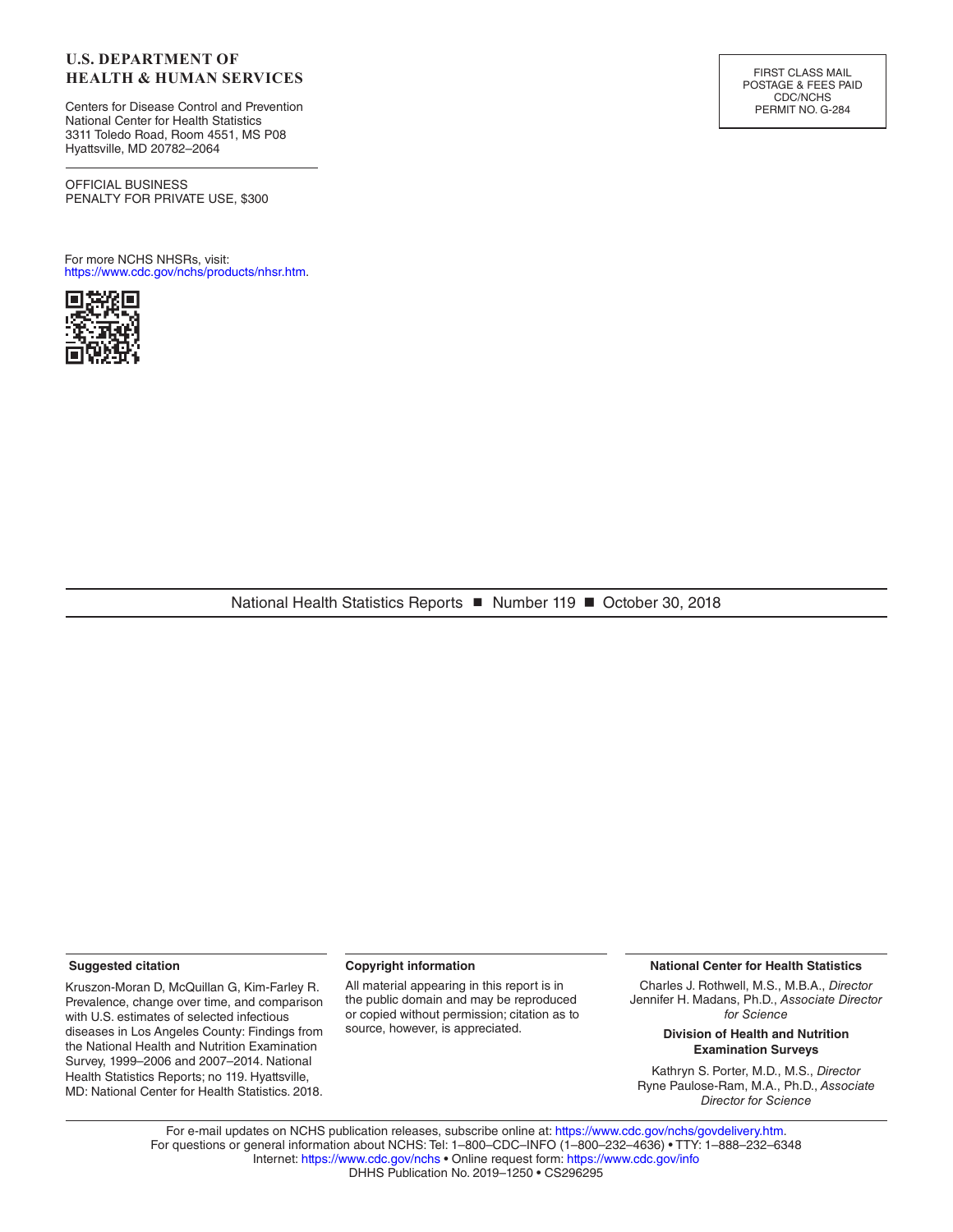**U.S. DEPARTMENT OF HEALTH & HUMAN SERVICES**

Centers for Disease Control and Prevention
National Center for Health Statistics
3311 Toledo Road, Room 4551, MS P08
Hyattsville, MD 20782–2064

OFFICIAL BUSINESS
PENALTY FOR PRIVATE USE, $300

FIRST CLASS MAIL
POSTAGE & FEES PAID
CDC/NCHS
PERMIT NO. G-284

For more NCHS NHSRs, visit:
https://www.cdc.gov/nchs/products/nhsr.htm.

National Health Statistics Reports ■ Number 119 ■ October 30, 2018

**Suggested citation**

Kruszon-Moran D, McQuillan G, Kim-Farley R. Prevalence, change over time, and comparison with U.S. estimates of selected infectious diseases in Los Angeles County: Findings from the National Health and Nutrition Examination Survey, 1999–2006 and 2007–2014. National Health Statistics Reports; no 119. Hyattsville, MD: National Center for Health Statistics. 2018.

**Copyright information**

All material appearing in this report is in the public domain and may be reproduced or copied without permission; citation as to source, however, is appreciated.

**National Center for Health Statistics**

Charles J. Rothwell, M.S., M.B.A., *Director*
Jennifer H. Madans, Ph.D., *Associate Director for Science*

**Division of Health and Nutrition Examination Surveys**

Kathryn S. Porter, M.D., M.S., *Director*
Ryne Paulose-Ram, M.A., Ph.D., *Associate Director for Science*

For e-mail updates on NCHS publication releases, subscribe online at: https://www.cdc.gov/nchs/govdelivery.htm.
For questions or general information about NCHS: Tel: 1–800–CDC–INFO (1–800–232–4636) • TTY: 1–888–232–6348
Internet: https://www.cdc.gov/nchs • Online request form: https://www.cdc.gov/info
DHHS Publication No. 2019–1250 • CS296295